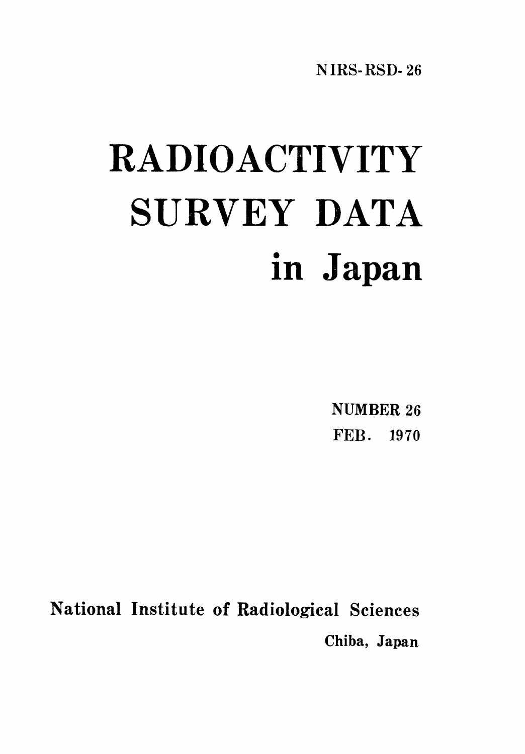NIRS-RSD-26

# RADIOACTIVITY SURVEY DATA in Japan

NUMBER 26

FEB. 1970

National Institute of Radiological Sciences

Chiba, Japan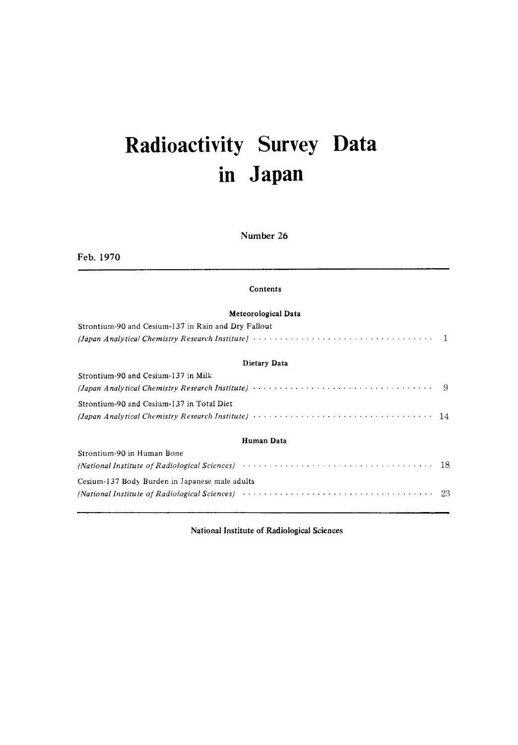# Radioactivity Survey Data in Japan

Number 26

Feb. 1970

## Contents

### Meteorological Data

Strontium-90 and Cesium-137 in Rain and Dry Fallout
*(Japan Analytical Chemistry Research Institute)* ··· 1

### Dietary Data

Strontium-90 and Cesium-137 in Milk
*(Japan Analytical Chemistry Research Institute)* ··· 9

Strontium-90 and Cesium-137 in Total Diet
*(Japan Analytical Chemistry Research Institute)* ··· 14

### Human Data

Strontium-90 in Human Bone
*(National Institute of Radiological Sciences)* ··· 18

Cesium-137 Body Burden in Japanese male adults
*(National Institute of Radiological Sciences)* ··· 23

**National Institute of Radiological Sciences**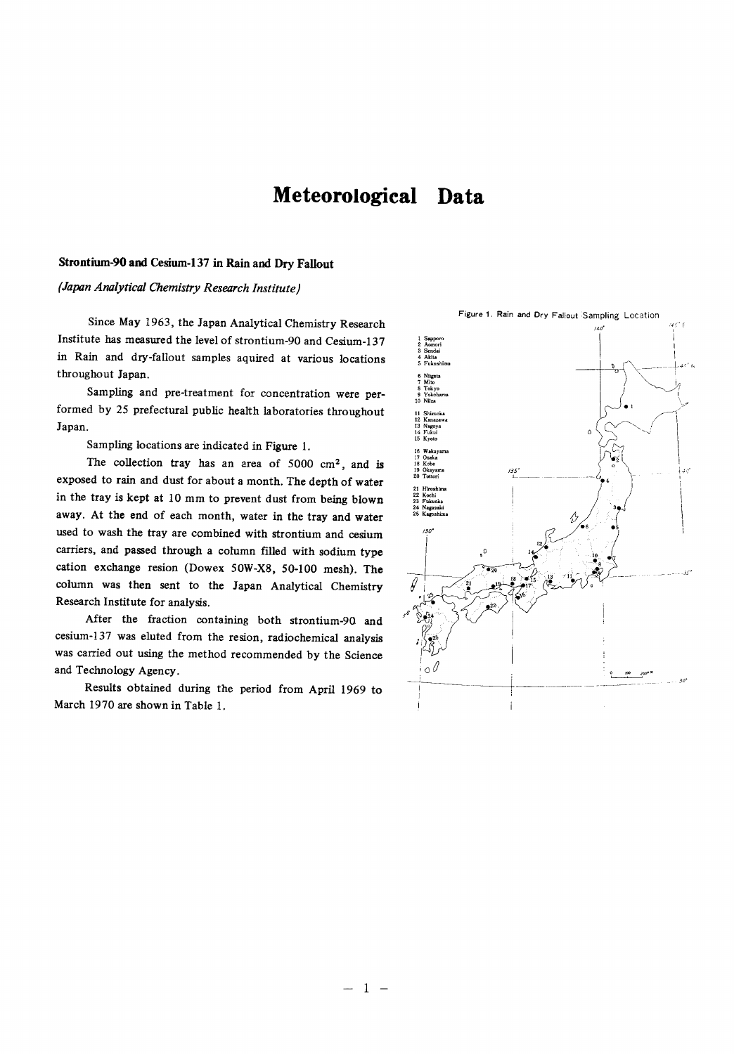# Meteorological Data

## Strontium-90 and Cesium-137 in Rain and Dry Fallout

*(Japan Analytical Chemistry Research Institute)*

Since May 1963, the Japan Analytical Chemistry Research Institute has measured the level of strontium-90 and Cesium-137 in Rain and dry-fallout samples aquired at various locations throughout Japan.

Sampling and pre-treatment for concentration were performed by 25 prefectural public health laboratories throughout Japan.

Sampling locations are indicated in Figure 1.

The collection tray has an area of 5000 $cm^2$, and is exposed to rain and dust for about a month. The depth of water in the tray is kept at 10 mm to prevent dust from being blown away. At the end of each month, water in the tray and water used to wash the tray are combined with strontium and cesium carriers, and passed through a column filled with sodium type cation exchange resion (Dowex 50W-X8, 50-100 mesh). The column was then sent to the Japan Analytical Chemistry Research Institute for analysis.

After the fraction containing both strontium-90 and cesium-137 was eluted from the resion, radiochemical analysis was carried out using the method recommended by the Science and Technology Agency.

Results obtained during the period from April 1969 to March 1970 are shown in Table 1.

Figure 1. Rain and Dry Fallout Sampling Location

1 Sapporo
2 Aomori
3 Sendai
4 Akita
5 Fukushima
6 Niigata
7 Mito
8 Tokyo
9 Yokohama
10 Niiza
11 Shizuoka
12 Kanazawa
13 Nagoya
14 Fukui
15 Kyoto
16 Wakayama
17 Osaka
18 Kobe
19 Okayama
20 Tottori
21 Hiroshima
22 Kochi
23 Fukuoka
24 Nagasaki
25 Kagoshima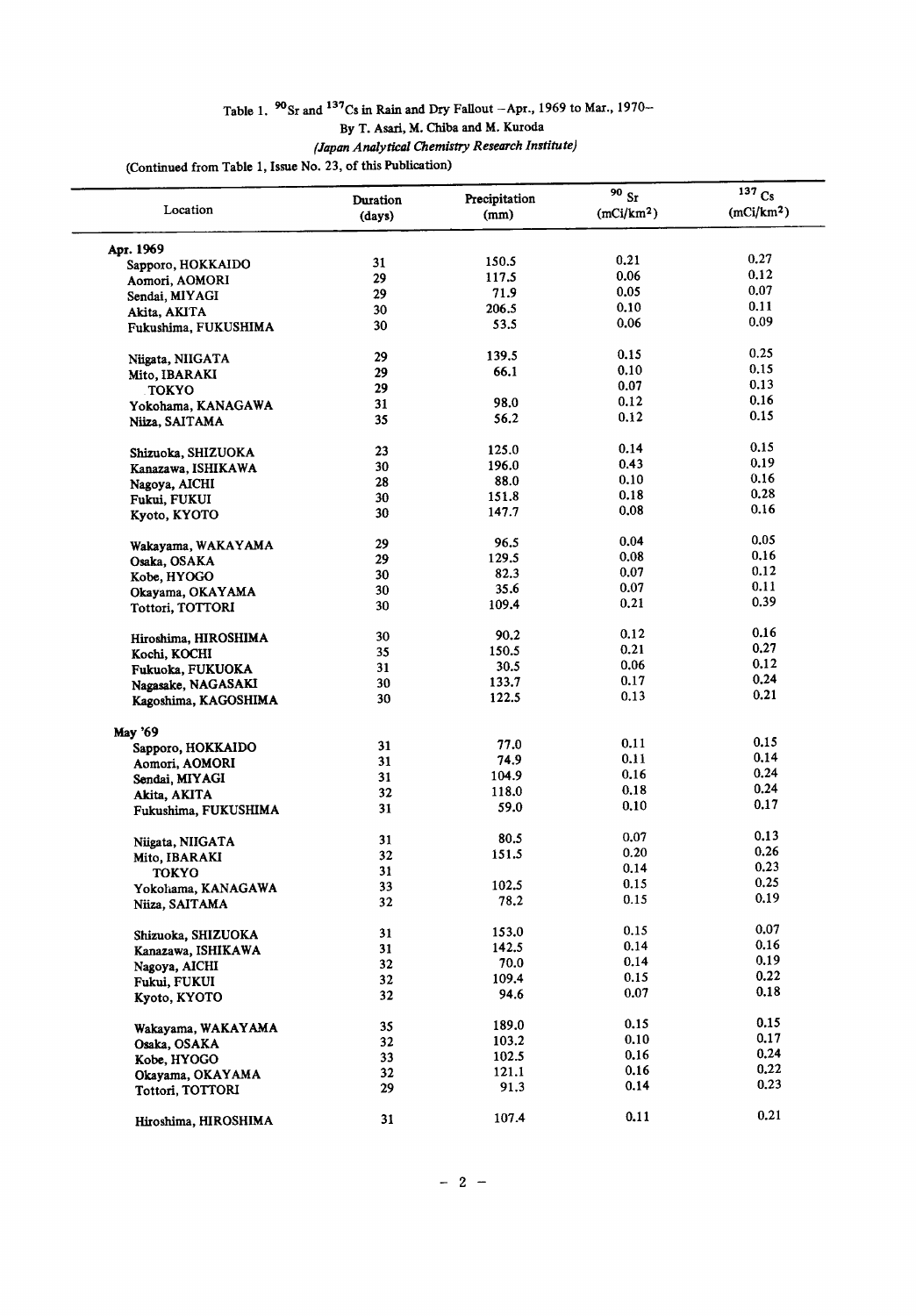## Table 1. $^{90}Sr$ and $^{137}Cs$ in Rain and Dry Fallout –Apr., 1969 to Mar., 1970–

By T. Asari, M. Chiba and M. Kuroda

*(Japan Analytical Chemistry Research Institute)*

(Continued from Table 1, Issue No. 23, of this Publication)

| Location | Duration (days) | Precipitation (mm) | $^{90}Sr$ (mCi/km$^2$) | $^{137}Cs$ (mCi/km$^2$) |
|---|---|---|---|---|
| **Apr. 1969** | | | | |
| Sapporo, HOKKAIDO | 31 | 150.5 | 0.21 | 0.27 |
| Aomori, AOMORI | 29 | 117.5 | 0.06 | 0.12 |
| Sendai, MIYAGI | 29 | 71.9 | 0.05 | 0.07 |
| Akita, AKITA | 30 | 206.5 | 0.10 | 0.11 |
| Fukushima, FUKUSHIMA | 30 | 53.5 | 0.06 | 0.09 |
| Niigata, NIIGATA | 29 | 139.5 | 0.15 | 0.25 |
| Mito, IBARAKI | 29 | 66.1 | 0.10 | 0.15 |
| TOKYO | 29 | | 0.07 | 0.13 |
| Yokohama, KANAGAWA | 31 | 98.0 | 0.12 | 0.16 |
| Niiza, SAITAMA | 35 | 56.2 | 0.12 | 0.15 |
| Shizuoka, SHIZUOKA | 23 | 125.0 | 0.14 | 0.15 |
| Kanazawa, ISHIKAWA | 30 | 196.0 | 0.43 | 0.19 |
| Nagoya, AICHI | 28 | 88.0 | 0.10 | 0.16 |
| Fukui, FUKUI | 30 | 151.8 | 0.18 | 0.28 |
| Kyoto, KYOTO | 30 | 147.7 | 0.08 | 0.16 |
| Wakayama, WAKAYAMA | 29 | 96.5 | 0.04 | 0.05 |
| Osaka, OSAKA | 29 | 129.5 | 0.08 | 0.16 |
| Kobe, HYOGO | 30 | 82.3 | 0.07 | 0.12 |
| Okayama, OKAYAMA | 30 | 35.6 | 0.07 | 0.11 |
| Tottori, TOTTORI | 30 | 109.4 | 0.21 | 0.39 |
| Hiroshima, HIROSHIMA | 30 | 90.2 | 0.12 | 0.16 |
| Kochi, KOCHI | 35 | 150.5 | 0.21 | 0.27 |
| Fukuoka, FUKUOKA | 31 | 30.5 | 0.06 | 0.12 |
| Nagasake, NAGASAKI | 30 | 133.7 | 0.17 | 0.24 |
| Kagoshima, KAGOSHIMA | 30 | 122.5 | 0.13 | 0.21 |
| **May '69** | | | | |
| Sapporo, HOKKAIDO | 31 | 77.0 | 0.11 | 0.15 |
| Aomori, AOMORI | 31 | 74.9 | 0.11 | 0.14 |
| Sendai, MIYAGI | 31 | 104.9 | 0.16 | 0.24 |
| Akita, AKITA | 32 | 118.0 | 0.18 | 0.24 |
| Fukushima, FUKUSHIMA | 31 | 59.0 | 0.10 | 0.17 |
| Niigata, NIIGATA | 31 | 80.5 | 0.07 | 0.13 |
| Mito, IBARAKI | 32 | 151.5 | 0.20 | 0.26 |
| TOKYO | 31 | | 0.14 | 0.23 |
| Yokohama, KANAGAWA | 33 | 102.5 | 0.15 | 0.25 |
| Niiza, SAITAMA | 32 | 78.2 | 0.15 | 0.19 |
| Shizuoka, SHIZUOKA | 31 | 153.0 | 0.15 | 0.07 |
| Kanazawa, ISHIKAWA | 31 | 142.5 | 0.14 | 0.16 |
| Nagoya, AICHI | 32 | 70.0 | 0.14 | 0.19 |
| Fukui, FUKUI | 32 | 109.4 | 0.15 | 0.22 |
| Kyoto, KYOTO | 32 | 94.6 | 0.07 | 0.18 |
| Wakayama, WAKAYAMA | 35 | 189.0 | 0.15 | 0.15 |
| Osaka, OSAKA | 32 | 103.2 | 0.10 | 0.17 |
| Kobe, HYOGO | 33 | 102.5 | 0.16 | 0.24 |
| Okayama, OKAYAMA | 32 | 121.1 | 0.16 | 0.22 |
| Tottori, TOTTORI | 29 | 91.3 | 0.14 | 0.23 |
| Hiroshima, HIROSHIMA | 31 | 107.4 | 0.11 | 0.21 |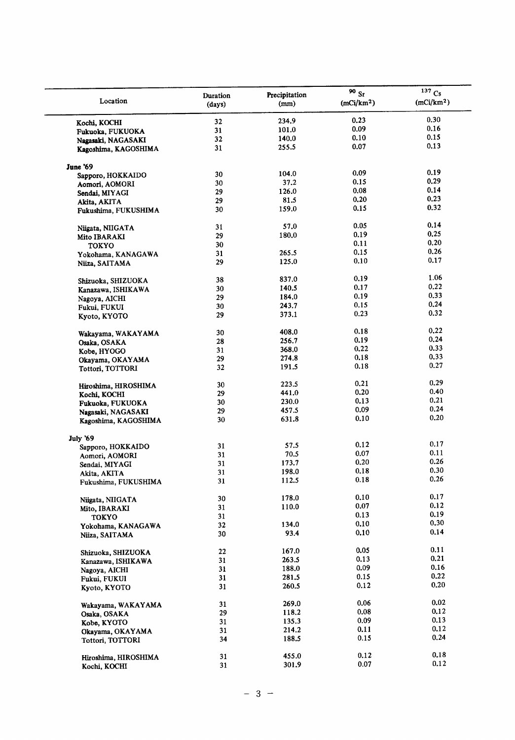| Location | Duration (days) | Precipitation (mm) | $^{90}Sr$ (mCi/km$^2$) | $^{137}Cs$ (mCi/km$^2$) |
|---|---|---|---|---|
| Kochi, KOCHI | 32 | 234.9 | 0.23 | 0.30 |
| Fukuoka, FUKUOKA | 31 | 101.0 | 0.09 | 0.16 |
| Nagasaki, NAGASAKI | 32 | 140.0 | 0.10 | 0.15 |
| Kagoshima, KAGOSHIMA | 31 | 255.5 | 0.07 | 0.13 |
| **June '69** | | | | |
| Sapporo, HOKKAIDO | 30 | 104.0 | 0.09 | 0.19 |
| Aomori, AOMORI | 30 | 37.2 | 0.15 | 0.29 |
| Sendai, MIYAGI | 29 | 126.0 | 0.08 | 0.14 |
| Akita, AKITA | 29 | 81.5 | 0.20 | 0.23 |
| Fukushima, FUKUSHIMA | 30 | 159.0 | 0.15 | 0.32 |
| Niigata, NIIGATA | 31 | 57.0 | 0.05 | 0.14 |
| Mito IBARAKI | 29 | 180.0 | 0.19 | 0.25 |
| TOKYO | 30 | | 0.11 | 0.20 |
| Yokohama, KANAGAWA | 31 | 265.5 | 0.15 | 0.26 |
| Niiza, SAITAMA | 29 | 125.0 | 0.10 | 0.17 |
| Shizuoka, SHIZUOKA | 38 | 837.0 | 0.19 | 1.06 |
| Kanazawa, ISHIKAWA | 30 | 140.5 | 0.17 | 0.22 |
| Nagoya, AICHI | 29 | 184.0 | 0.19 | 0.33 |
| Fukui, FUKUI | 30 | 243.7 | 0.15 | 0.24 |
| Kyoto, KYOTO | 29 | 373.1 | 0.23 | 0.32 |
| Wakayama, WAKAYAMA | 30 | 408.0 | 0.18 | 0.22 |
| Osaka, OSAKA | 28 | 256.7 | 0.19 | 0.24 |
| Kobe, HYOGO | 31 | 368.0 | 0.22 | 0.33 |
| Okayama, OKAYAMA | 29 | 274.8 | 0.18 | 0.33 |
| Tottori, TOTTORI | 32 | 191.5 | 0.18 | 0.27 |
| Hiroshima, HIROSHIMA | 30 | 223.5 | 0.21 | 0.29 |
| Kochi, KOCHI | 29 | 441.0 | 0.20 | 0.40 |
| Fukuoka, FUKUOKA | 30 | 230.0 | 0.13 | 0.21 |
| Nagasaki, NAGASAKI | 29 | 457.5 | 0.09 | 0.24 |
| Kagoshima, KAGOSHIMA | 30 | 631.8 | 0.10 | 0.20 |
| **July '69** | | | | |
| Sapporo, HOKKAIDO | 31 | 57.5 | 0.12 | 0.17 |
| Aomori, AOMORI | 31 | 70.5 | 0.07 | 0.11 |
| Sendai, MIYAGI | 31 | 173.7 | 0.20 | 0.26 |
| Akita, AKITA | 31 | 198.0 | 0.18 | 0.30 |
| Fukushima, FUKUSHIMA | 31 | 112.5 | 0.18 | 0.26 |
| Niigata, NIIGATA | 30 | 178.0 | 0.10 | 0.17 |
| Mito, IBARAKI | 31 | 110.0 | 0.07 | 0.12 |
| TOKYO | 31 | | 0.13 | 0.19 |
| Yokohama, KANAGAWA | 32 | 134.0 | 0.10 | 0.30 |
| Niiza, SAITAMA | 30 | 93.4 | 0.10 | 0.14 |
| Shizuoka, SHIZUOKA | 22 | 167.0 | 0.05 | 0.11 |
| Kanazawa, ISHIKAWA | 31 | 263.5 | 0.13 | 0.21 |
| Nagoya, AICHI | 31 | 188.0 | 0.09 | 0.16 |
| Fukui, FUKUI | 31 | 281.5 | 0.15 | 0.22 |
| Kyoto, KYOTO | 31 | 260.5 | 0.12 | 0.20 |
| Wakayama, WAKAYAMA | 31 | 269.0 | 0.06 | 0.02 |
| Osaka, OSAKA | 29 | 118.2 | 0.08 | 0.12 |
| Kobe, KYOTO | 31 | 135.3 | 0.09 | 0.13 |
| Okayama, OKAYAMA | 31 | 214.2 | 0.11 | 0.12 |
| Tottori, TOTTORI | 34 | 188.5 | 0.15 | 0.24 |
| Hiroshima, HIROSHIMA | 31 | 455.0 | 0.12 | 0.18 |
| Kochi, KOCHI | 31 | 301.9 | 0.07 | 0.12 |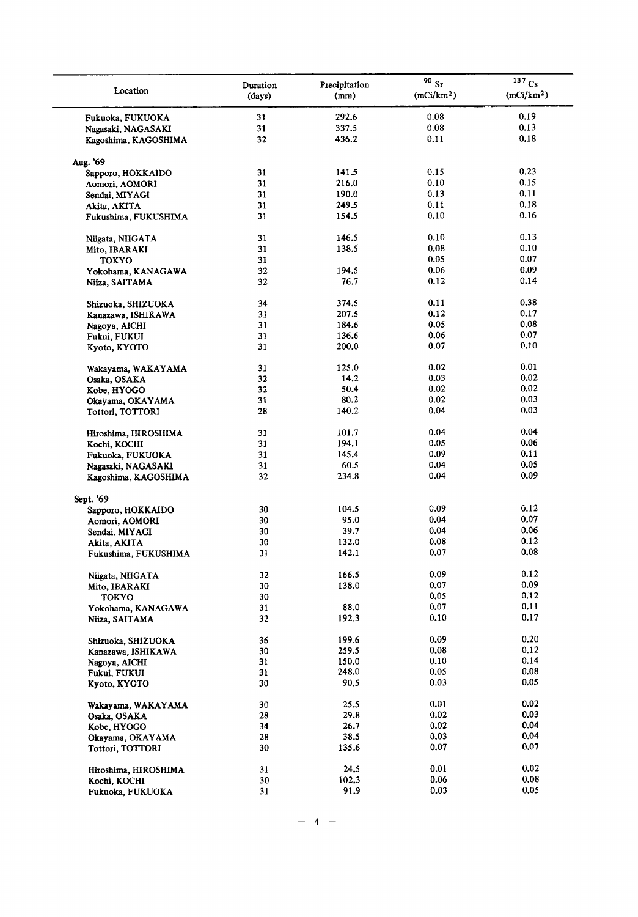| Location | Duration (days) | Precipitation (mm) | $^{90}Sr$ ($mCi/km^2$) | $^{137}Cs$ ($mCi/km^2$) |
|---|---|---|---|---|
| Fukuoka, FUKUOKA | 31 | 292.6 | 0.08 | 0.19 |
| Nagasaki, NAGASAKI | 31 | 337.5 | 0.08 | 0.13 |
| Kagoshima, KAGOSHIMA | 32 | 436.2 | 0.11 | 0.18 |
| Aug. '69 | | | | |
| Sapporo, HOKKAIDO | 31 | 141.5 | 0.15 | 0.23 |
| Aomori, AOMORI | 31 | 216.0 | 0.10 | 0.15 |
| Sendai, MIYAGI | 31 | 190.0 | 0.13 | 0.11 |
| Akita, AKITA | 31 | 249.5 | 0.11 | 0.18 |
| Fukushima, FUKUSHIMA | 31 | 154.5 | 0.10 | 0.16 |
| Niigata, NIIGATA | 31 | 146.5 | 0.10 | 0.13 |
| Mito, IBARAKI | 31 | 138.5 | 0.08 | 0.10 |
| TOKYO | 31 | | 0.05 | 0.07 |
| Yokohama, KANAGAWA | 32 | 194.5 | 0.06 | 0.09 |
| Niiza, SAITAMA | 32 | 76.7 | 0.12 | 0.14 |
| Shizuoka, SHIZUOKA | 34 | 374.5 | 0.11 | 0.38 |
| Kanazawa, ISHIKAWA | 31 | 207.5 | 0.12 | 0.17 |
| Nagoya, AICHI | 31 | 184.6 | 0.05 | 0.08 |
| Fukui, FUKUI | 31 | 136.6 | 0.06 | 0.07 |
| Kyoto, KYOTO | 31 | 200.0 | 0.07 | 0.10 |
| Wakayama, WAKAYAMA | 31 | 125.0 | 0.02 | 0.01 |
| Osaka, OSAKA | 32 | 14.2 | 0.03 | 0.02 |
| Kobe, HYOGO | 32 | 50.4 | 0.02 | 0.02 |
| Okayama, OKAYAMA | 31 | 80.2 | 0.02 | 0.03 |
| Tottori, TOTTORI | 28 | 140.2 | 0.04 | 0.03 |
| Hiroshima, HIROSHIMA | 31 | 101.7 | 0.04 | 0.04 |
| Kochi, KOCHI | 31 | 194.1 | 0.05 | 0.06 |
| Fukuoka, FUKUOKA | 31 | 145.4 | 0.09 | 0.11 |
| Nagasaki, NAGASAKI | 31 | 60.5 | 0.04 | 0.05 |
| Kagoshima, KAGOSHIMA | 32 | 234.8 | 0.04 | 0.09 |
| Sept. '69 | | | | |
| Sapporo, HOKKAIDO | 30 | 104.5 | 0.09 | 0.12 |
| Aomori, AOMORI | 30 | 95.0 | 0.04 | 0.07 |
| Sendai, MIYAGI | 30 | 39.7 | 0.04 | 0.06 |
| Akita, AKITA | 30 | 132.0 | 0.08 | 0.12 |
| Fukushima, FUKUSHIMA | 31 | 142.1 | 0.07 | 0.08 |
| Niigata, NIIGATA | 32 | 166.5 | 0.09 | 0.12 |
| Mito, IBARAKI | 30 | 138.0 | 0.07 | 0.09 |
| TOKYO | 30 | | 0.05 | 0.12 |
| Yokohama, KANAGAWA | 31 | 88.0 | 0.07 | 0.11 |
| Niiza, SAITAMA | 32 | 192.3 | 0.10 | 0.17 |
| Shizuoka, SHIZUOKA | 36 | 199.6 | 0.09 | 0.20 |
| Kanazawa, ISHIKAWA | 30 | 259.5 | 0.08 | 0.12 |
| Nagoya, AICHI | 31 | 150.0 | 0.10 | 0.14 |
| Fukui, FUKUI | 31 | 248.0 | 0.05 | 0.08 |
| Kyoto, KYOTO | 30 | 90.5 | 0.03 | 0.05 |
| Wakayama, WAKAYAMA | 30 | 25.5 | 0.01 | 0.02 |
| Osaka, OSAKA | 28 | 29.8 | 0.02 | 0.03 |
| Kobe, HYOGO | 34 | 26.7 | 0.02 | 0.04 |
| Okayama, OKAYAMA | 28 | 38.5 | 0.03 | 0.04 |
| Tottori, TOTTORI | 30 | 135.6 | 0.07 | 0.07 |
| Hiroshima, HIROSHIMA | 31 | 24.5 | 0.01 | 0.02 |
| Kochi, KOCHI | 30 | 102.3 | 0.06 | 0.08 |
| Fukuoka, FUKUOKA | 31 | 91.9 | 0.03 | 0.05 |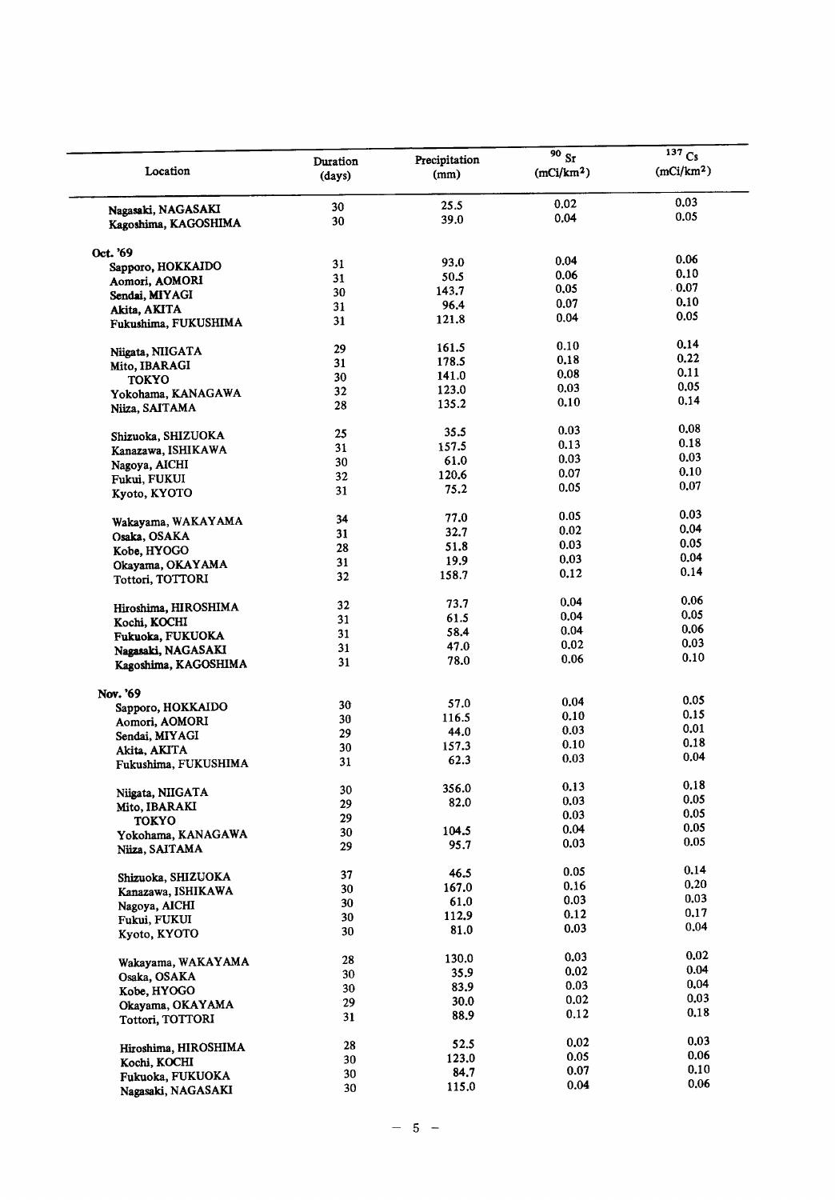| Location | Duration (days) | Precipitation (mm) | $^{90}Sr$ (mCi/km$^2$) | $^{137}Cs$ (mCi/km$^2$) |
|---|---|---|---|---|
| Nagasaki, NAGASAKI | 30 | 25.5 | 0.02 | 0.03 |
| Kagoshima, KAGOSHIMA | 30 | 39.0 | 0.04 | 0.05 |
| **Oct. '69** | | | | |
| Sapporo, HOKKAIDO | 31 | 93.0 | 0.04 | 0.06 |
| Aomori, AOMORI | 31 | 50.5 | 0.06 | 0.10 |
| Sendai, MIYAGI | 30 | 143.7 | 0.05 | 0.07 |
| Akita, AKITA | 31 | 96.4 | 0.07 | 0.10 |
| Fukushima, FUKUSHIMA | 31 | 121.8 | 0.04 | 0.05 |
| Niigata, NIIGATA | 29 | 161.5 | 0.10 | 0.14 |
| Mito, IBARAGI | 31 | 178.5 | 0.18 | 0.22 |
| TOKYO | 30 | 141.0 | 0.08 | 0.11 |
| Yokohama, KANAGAWA | 32 | 123.0 | 0.03 | 0.05 |
| Niiza, SAITAMA | 28 | 135.2 | 0.10 | 0.14 |
| Shizuoka, SHIZUOKA | 25 | 35.5 | 0.03 | 0.08 |
| Kanazawa, ISHIKAWA | 31 | 157.5 | 0.13 | 0.18 |
| Nagoya, AICHI | 30 | 61.0 | 0.03 | 0.03 |
| Fukui, FUKUI | 32 | 120.6 | 0.07 | 0.10 |
| Kyoto, KYOTO | 31 | 75.2 | 0.05 | 0.07 |
| Wakayama, WAKAYAMA | 34 | 77.0 | 0.05 | 0.03 |
| Osaka, OSAKA | 31 | 32.7 | 0.02 | 0.04 |
| Kobe, HYOGO | 28 | 51.8 | 0.03 | 0.05 |
| Okayama, OKAYAMA | 31 | 19.9 | 0.03 | 0.04 |
| Tottori, TOTTORI | 32 | 158.7 | 0.12 | 0.14 |
| Hiroshima, HIROSHIMA | 32 | 73.7 | 0.04 | 0.06 |
| Kochi, KOCHI | 31 | 61.5 | 0.04 | 0.05 |
| Fukuoka, FUKUOKA | 31 | 58.4 | 0.04 | 0.06 |
| Nagasaki, NAGASAKI | 31 | 47.0 | 0.02 | 0.03 |
| Kagoshima, KAGOSHIMA | 31 | 78.0 | 0.06 | 0.10 |
| **Nov. '69** | | | | |
| Sapporo, HOKKAIDO | 30 | 57.0 | 0.04 | 0.05 |
| Aomori, AOMORI | 30 | 116.5 | 0.10 | 0.15 |
| Sendai, MIYAGI | 29 | 44.0 | 0.03 | 0.01 |
| Akita, AKITA | 30 | 157.3 | 0.10 | 0.18 |
| Fukushima, FUKUSHIMA | 31 | 62.3 | 0.03 | 0.04 |
| Niigata, NIIGATA | 30 | 356.0 | 0.13 | 0.18 |
| Mito, IBARAKI | 29 | 82.0 | 0.03 | 0.05 |
| TOKYO | 29 | | 0.03 | 0.05 |
| Yokohama, KANAGAWA | 30 | 104.5 | 0.04 | 0.05 |
| Niiza, SAITAMA | 29 | 95.7 | 0.03 | 0.05 |
| Shizuoka, SHIZUOKA | 37 | 46.5 | 0.05 | 0.14 |
| Kanazawa, ISHIKAWA | 30 | 167.0 | 0.16 | 0.20 |
| Nagoya, AICHI | 30 | 61.0 | 0.03 | 0.03 |
| Fukui, FUKUI | 30 | 112.9 | 0.12 | 0.17 |
| Kyoto, KYOTO | 30 | 81.0 | 0.03 | 0.04 |
| Wakayama, WAKAYAMA | 28 | 130.0 | 0.03 | 0.02 |
| Osaka, OSAKA | 30 | 35.9 | 0.02 | 0.04 |
| Kobe, HYOGO | 30 | 83.9 | 0.03 | 0.04 |
| Okayama, OKAYAMA | 29 | 30.0 | 0.02 | 0.03 |
| Tottori, TOTTORI | 31 | 88.9 | 0.12 | 0.18 |
| Hiroshima, HIROSHIMA | 28 | 52.5 | 0.02 | 0.03 |
| Kochi, KOCHI | 30 | 123.0 | 0.05 | 0.06 |
| Fukuoka, FUKUOKA | 30 | 84.7 | 0.07 | 0.10 |
| Nagasaki, NAGASAKI | 30 | 115.0 | 0.04 | 0.06 |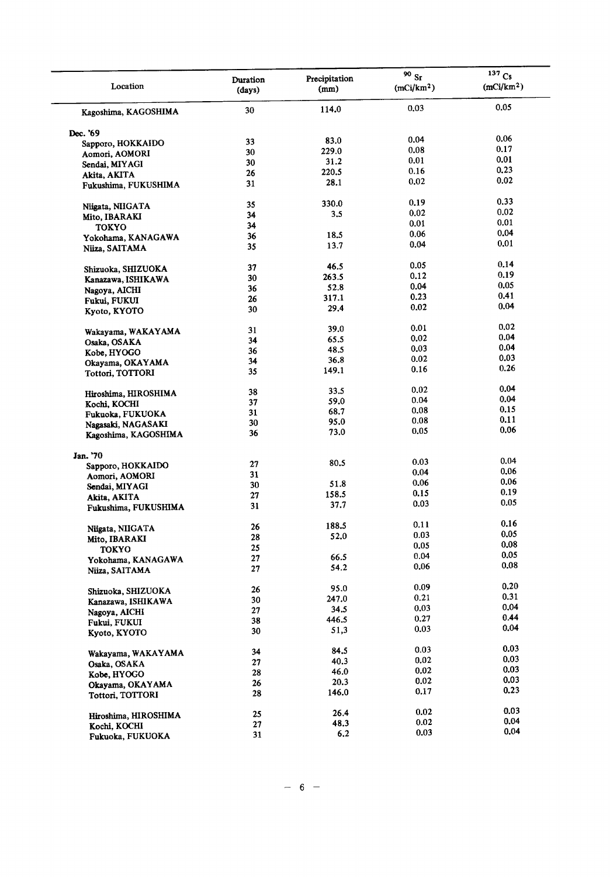| Location | Duration (days) | Precipitation (mm) | $^{90}Sr$ (mCi/km$^2$) | $^{137}Cs$ (mCi/km$^2$) |
|---|---|---|---|---|
| Kagoshima, KAGOSHIMA | 30 | 114.0 | 0.03 | 0.05 |
| **Dec. '69** | | | | |
| Sapporo, HOKKAIDO | 33 | 83.0 | 0.04 | 0.06 |
| Aomori, AOMORI | 30 | 229.0 | 0.08 | 0.17 |
| Sendai, MIYAGI | 30 | 31.2 | 0.01 | 0.01 |
| Akita, AKITA | 26 | 220.5 | 0.16 | 0.23 |
| Fukushima, FUKUSHIMA | 31 | 28.1 | 0.02 | 0.02 |
| Niigata, NIIGATA | 35 | 330.0 | 0.19 | 0.33 |
| Mito, IBARAKI | 34 | 3.5 | 0.02 | 0.02 |
| TOKYO | 34 | | 0.01 | 0.01 |
| Yokohama, KANAGAWA | 36 | 18.5 | 0.06 | 0.04 |
| Niiza, SAITAMA | 35 | 13.7 | 0.04 | 0.01 |
| Shizuoka, SHIZUOKA | 37 | 46.5 | 0.05 | 0.14 |
| Kanazawa, ISHIKAWA | 30 | 263.5 | 0.12 | 0.19 |
| Nagoya, AICHI | 36 | 52.8 | 0.04 | 0.05 |
| Fukui, FUKUI | 26 | 317.1 | 0.23 | 0.41 |
| Kyoto, KYOTO | 30 | 29.4 | 0.02 | 0.04 |
| Wakayama, WAKAYAMA | 31 | 39.0 | 0.01 | 0.02 |
| Osaka, OSAKA | 34 | 65.5 | 0.02 | 0.04 |
| Kobe, HYOGO | 36 | 48.5 | 0.03 | 0.04 |
| Okayama, OKAYAMA | 34 | 36.8 | 0.02 | 0.03 |
| Tottori, TOTTORI | 35 | 149.1 | 0.16 | 0.26 |
| Hiroshima, HIROSHIMA | 38 | 33.5 | 0.02 | 0.04 |
| Kochi, KOCHI | 37 | 59.0 | 0.04 | 0.04 |
| Fukuoka, FUKUOKA | 31 | 68.7 | 0.08 | 0.15 |
| Nagasaki, NAGASAKI | 30 | 95.0 | 0.08 | 0.11 |
| Kagoshima, KAGOSHIMA | 36 | 73.0 | 0.05 | 0.06 |
| **Jan. '70** | | | | |
| Sapporo, HOKKAIDO | 27 | 80.5 | 0.03 | 0.04 |
| Aomori, AOMORI | 31 | | 0.04 | 0.06 |
| Sendai, MIYAGI | 30 | 51.8 | 0.06 | 0.06 |
| Akita, AKITA | 27 | 158.5 | 0.15 | 0.19 |
| Fukushima, FUKUSHIMA | 31 | 37.7 | 0.03 | 0.05 |
| Niigata, NIIGATA | 26 | 188.5 | 0.11 | 0.16 |
| Mito, IBARAKI | 28 | 52.0 | 0.03 | 0.05 |
| TOKYO | 25 | | 0.05 | 0.08 |
| Yokohama, KANAGAWA | 27 | 66.5 | 0.04 | 0.05 |
| Niiza, SAITAMA | 27 | 54.2 | 0.06 | 0.08 |
| Shizuoka, SHIZUOKA | 26 | 95.0 | 0.09 | 0.20 |
| Kanazawa, ISHIKAWA | 30 | 247.0 | 0.21 | 0.31 |
| Nagoya, AICHI | 27 | 34.5 | 0.03 | 0.04 |
| Fukui, FUKUI | 38 | 446.5 | 0.27 | 0.44 |
| Kyoto, KYOTO | 30 | 51,3 | 0.03 | 0.04 |
| Wakayama, WAKAYAMA | 34 | 84.5 | 0.03 | 0.03 |
| Osaka, OSAKA | 27 | 40.3 | 0.02 | 0.03 |
| Kobe, HYOGO | 28 | 46.0 | 0.02 | 0.03 |
| Okayama, OKAYAMA | 26 | 20.3 | 0.02 | 0.03 |
| Tottori, TOTTORI | 28 | 146.0 | 0.17 | 0.23 |
| Hiroshima, HIROSHIMA | 25 | 26.4 | 0.02 | 0.03 |
| Kochi, KOCHI | 27 | 48.3 | 0.02 | 0.04 |
| Fukuoka, FUKUOKA | 31 | 6.2 | 0.03 | 0.04 |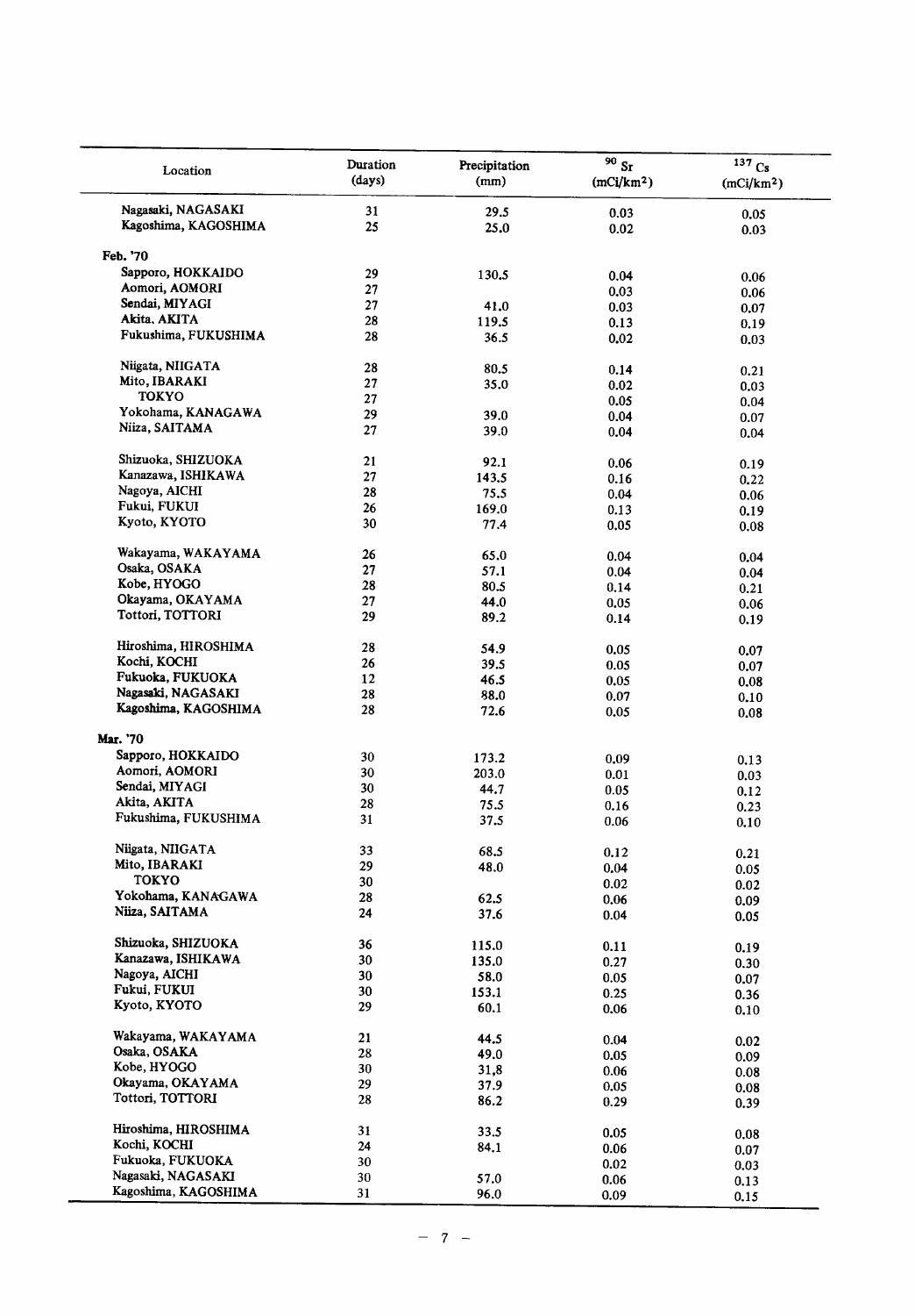| Location | Duration (days) | Precipitation (mm) | $^{90}Sr$ (mCi/km$^2$) | $^{137}Cs$ (mCi/km$^2$) |
|---|---|---|---|---|
| Nagasaki, NAGASAKI | 31 | 29.5 | 0.03 | 0.05 |
| Kagoshima, KAGOSHIMA | 25 | 25.0 | 0.02 | 0.03 |
| **Feb. '70** | | | | |
| Sapporo, HOKKAIDO | 29 | 130.5 | 0.04 | 0.06 |
| Aomori, AOMORI | 27 | | 0.03 | 0.06 |
| Sendai, MIYAGI | 27 | 41.0 | 0.03 | 0.07 |
| Akita, AKITA | 28 | 119.5 | 0.13 | 0.19 |
| Fukushima, FUKUSHIMA | 28 | 36.5 | 0.02 | 0.03 |
| Niigata, NIIGATA | 28 | 80.5 | 0.14 | 0.21 |
| Mito, IBARAKI | 27 | 35.0 | 0.02 | 0.03 |
| TOKYO | 27 | | 0.05 | 0.04 |
| Yokohama, KANAGAWA | 29 | 39.0 | 0.04 | 0.07 |
| Niiza, SAITAMA | 27 | 39.0 | 0.04 | 0.04 |
| Shizuoka, SHIZUOKA | 21 | 92.1 | 0.06 | 0.19 |
| Kanazawa, ISHIKAWA | 27 | 143.5 | 0.16 | 0.22 |
| Nagoya, AICHI | 28 | 75.5 | 0.04 | 0.06 |
| Fukui, FUKUI | 26 | 169.0 | 0.13 | 0.19 |
| Kyoto, KYOTO | 30 | 77.4 | 0.05 | 0.08 |
| Wakayama, WAKAYAMA | 26 | 65.0 | 0.04 | 0.04 |
| Osaka, OSAKA | 27 | 57.1 | 0.04 | 0.04 |
| Kobe, HYOGO | 28 | 80.5 | 0.14 | 0.21 |
| Okayama, OKAYAMA | 27 | 44.0 | 0.05 | 0.06 |
| Tottori, TOTTORI | 29 | 89.2 | 0.14 | 0.19 |
| Hiroshima, HIROSHIMA | 28 | 54.9 | 0.05 | 0.07 |
| Kochi, KOCHI | 26 | 39.5 | 0.05 | 0.07 |
| Fukuoka, FUKUOKA | 12 | 46.5 | 0.05 | 0.08 |
| Nagasaki, NAGASAKI | 28 | 88.0 | 0.07 | 0.10 |
| Kagoshima, KAGOSHIMA | 28 | 72.6 | 0.05 | 0.08 |
| **Mar. '70** | | | | |
| Sapporo, HOKKAIDO | 30 | 173.2 | 0.09 | 0.13 |
| Aomori, AOMORI | 30 | 203.0 | 0.01 | 0.03 |
| Sendai, MIYAGI | 30 | 44.7 | 0.05 | 0.12 |
| Akita, AKITA | 28 | 75.5 | 0.16 | 0.23 |
| Fukushima, FUKUSHIMA | 31 | 37.5 | 0.06 | 0.10 |
| Niigata, NIIGATA | 33 | 68.5 | 0.12 | 0.21 |
| Mito, IBARAKI | 29 | 48.0 | 0.04 | 0.05 |
| TOKYO | 30 | | 0.02 | 0.02 |
| Yokohama, KANAGAWA | 28 | 62.5 | 0.06 | 0.09 |
| Niiza, SAITAMA | 24 | 37.6 | 0.04 | 0.05 |
| Shizuoka, SHIZUOKA | 36 | 115.0 | 0.11 | 0.19 |
| Kanazawa, ISHIKAWA | 30 | 135.0 | 0.27 | 0.30 |
| Nagoya, AICHI | 30 | 58.0 | 0.05 | 0.07 |
| Fukui, FUKUI | 30 | 153.1 | 0.25 | 0.36 |
| Kyoto, KYOTO | 29 | 60.1 | 0.06 | 0.10 |
| Wakayama, WAKAYAMA | 21 | 44.5 | 0.04 | 0.02 |
| Osaka, OSAKA | 28 | 49.0 | 0.05 | 0.09 |
| Kobe, HYOGO | 30 | 31.8 | 0.06 | 0.08 |
| Okayama, OKAYAMA | 29 | 37.9 | 0.05 | 0.08 |
| Tottori, TOTTORI | 28 | 86.2 | 0.29 | 0.39 |
| Hiroshima, HIROSHIMA | 31 | 33.5 | 0.05 | 0.08 |
| Kochi, KOCHI | 24 | 84.1 | 0.06 | 0.07 |
| Fukuoka, FUKUOKA | 30 | | 0.02 | 0.03 |
| Nagasaki, NAGASAKI | 30 | 57.0 | 0.06 | 0.13 |
| Kagoshima, KAGOSHIMA | 31 | 96.0 | 0.09 | 0.15 |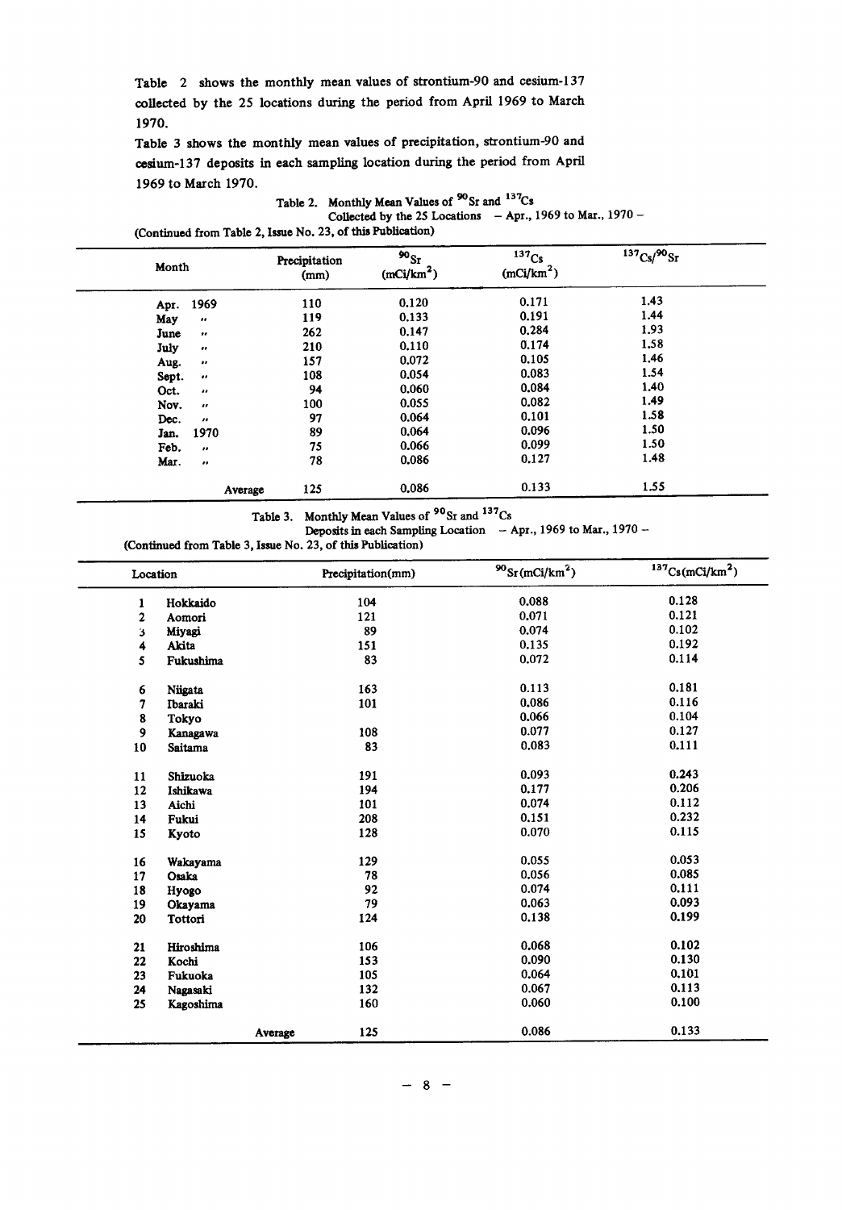Table 2 shows the monthly mean values of strontium-90 and cesium-137 collected by the 25 locations during the period from April 1969 to March 1970.

Table 3 shows the monthly mean values of precipitation, strontium-90 and cesium-137 deposits in each sampling location during the period from April 1969 to March 1970.

Table 2. Monthly Mean Values of $^{90}$Sr and $^{137}$Cs Collected by the 25 Locations – Apr., 1969 to Mar., 1970 –

(Continued from Table 2, Issue No. 23, of this Publication)

| Month | Precipitation (mm) | $^{90}$Sr ($mCi/km^2$) | $^{137}$Cs ($mCi/km^2$) | $^{137}$Cs/$^{90}$Sr |
|---|---|---|---|---|
| Apr. 1969 | 110 | 0.120 | 0.171 | 1.43 |
| May ″ | 119 | 0.133 | 0.191 | 1.44 |
| June ″ | 262 | 0.147 | 0.284 | 1.93 |
| July ″ | 210 | 0.110 | 0.174 | 1.58 |
| Aug. ″ | 157 | 0.072 | 0.105 | 1.46 |
| Sept. ″ | 108 | 0.054 | 0.083 | 1.54 |
| Oct. ″ | 94 | 0.060 | 0.084 | 1.40 |
| Nov. ″ | 100 | 0.055 | 0.082 | 1.49 |
| Dec. ″ | 97 | 0.064 | 0.101 | 1.58 |
| Jan. 1970 | 89 | 0.064 | 0.096 | 1.50 |
| Feb. ″ | 75 | 0.066 | 0.099 | 1.50 |
| Mar. ″ | 78 | 0.086 | 0.127 | 1.48 |
| Average | 125 | 0.086 | 0.133 | 1.55 |

Table 3. Monthly Mean Values of $^{90}$Sr and $^{137}$Cs Deposits in each Sampling Location – Apr., 1969 to Mar., 1970 –

(Continued from Table 3, Issue No. 23, of this Publication)

| | Location | Precipitation(mm) | $^{90}$Sr($mCi/km^2$) | $^{137}$Cs($mCi/km^2$) |
|---|---|---|---|---|
| 1 | Hokkaido | 104 | 0.088 | 0.128 |
| 2 | Aomori | 121 | 0.071 | 0.121 |
| 3 | Miyagi | 89 | 0.074 | 0.102 |
| 4 | Akita | 151 | 0.135 | 0.192 |
| 5 | Fukushima | 83 | 0.072 | 0.114 |
| 6 | Niigata | 163 | 0.113 | 0.181 |
| 7 | Ibaraki | 101 | 0.086 | 0.116 |
| 8 | Tokyo | | 0.066 | 0.104 |
| 9 | Kanagawa | 108 | 0.077 | 0.127 |
| 10 | Saitama | 83 | 0.083 | 0.111 |
| 11 | Shizuoka | 191 | 0.093 | 0.243 |
| 12 | Ishikawa | 194 | 0.177 | 0.206 |
| 13 | Aichi | 101 | 0.074 | 0.112 |
| 14 | Fukui | 208 | 0.151 | 0.232 |
| 15 | Kyoto | 128 | 0.070 | 0.115 |
| 16 | Wakayama | 129 | 0.055 | 0.053 |
| 17 | Osaka | 78 | 0.056 | 0.085 |
| 18 | Hyogo | 92 | 0.074 | 0.111 |
| 19 | Okayama | 79 | 0.063 | 0.093 |
| 20 | Tottori | 124 | 0.138 | 0.199 |
| 21 | Hiroshima | 106 | 0.068 | 0.102 |
| 22 | Kochi | 153 | 0.090 | 0.130 |
| 23 | Fukuoka | 105 | 0.064 | 0.101 |
| 24 | Nagasaki | 132 | 0.067 | 0.113 |
| 25 | Kagoshima | 160 | 0.060 | 0.100 |
| | Average | 125 | 0.086 | 0.133 |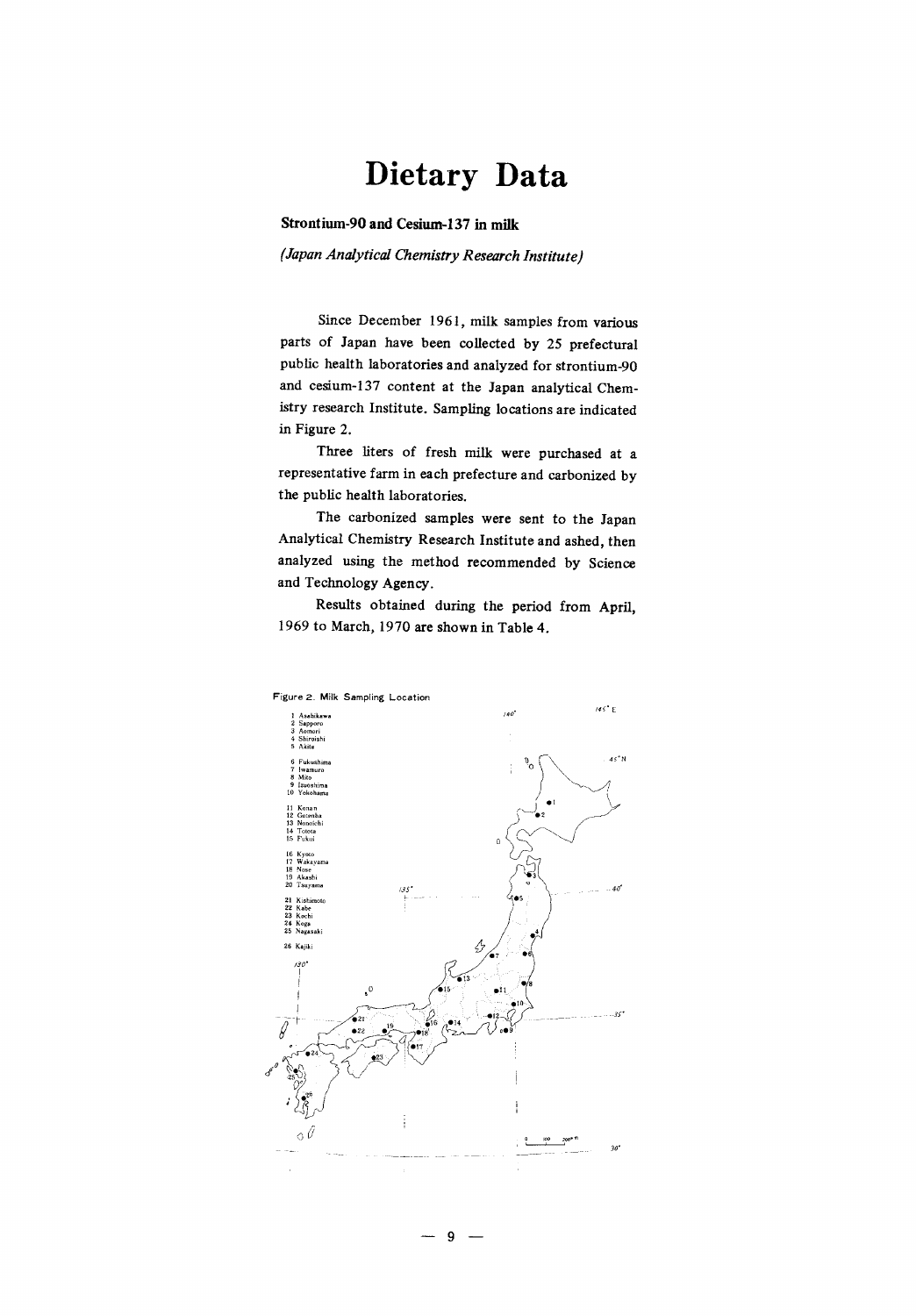# Dietary Data

### Strontium-90 and Cesium-137 in milk

*(Japan Analytical Chemistry Research Institute)*

Since December 1961, milk samples from various parts of Japan have been collected by 25 prefectural public health laboratories and analyzed for strontium-90 and cesium-137 content at the Japan analytical Chemistry research Institute. Sampling locations are indicated in Figure 2.

Three liters of fresh milk were purchased at a representative farm in each prefecture and carbonized by the public health laboratories.

The carbonized samples were sent to the Japan Analytical Chemistry Research Institute and ashed, then analyzed using the method recommended by Science and Technology Agency.

Results obtained during the period from April, 1969 to March, 1970 are shown in Table 4.

Figure 2. Milk Sampling Location

1 Asahikawa
2 Sapporo
3 Aomori
4 Shiroishi
5 Akita

6 Fukushima
7 Iwamuro
8 Mito
9 Izuoshima
10 Yokohama

11 Konan
12 Gotenba
13 Nonoichi
14 Totoa
15 Fukui

16 Kyoto
17 Wakayama
18 Nose
19 Akashi
20 Tsuyama

21 Kishimoto
22 Kabe
23 Kochi
24 Koga
25 Nagasaki

26 Kajiki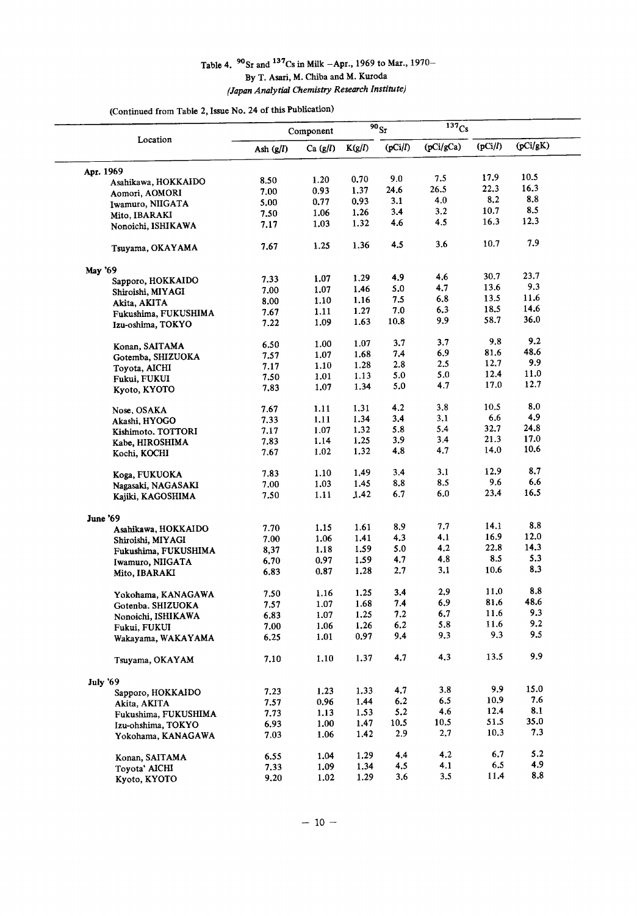# Table 4. $^{90}Sr$ and $^{137}Cs$ in Milk – Apr., 1969 to Mar., 1970–

By T. Asari, M. Chiba and M. Kuroda

*(Japan Analytial Chemistry Research Institute)*

(Continued from Table 2, Issue No. 24 of this Publication)

| Location | Component | | | $^{90}Sr$ | | $^{137}Cs$ | |
|---|---|---|---|---|---|---|---|
| | Ash (g/l) | Ca (g/l) | K(g/l) | (pCi/l) | (pCi/gCa) | (pCi/l) | (pCi/gK) |
| **Apr. 1969** | | | | | | | |
| Asahikawa, HOKKAIDO | 8.50 | 1.20 | 0.70 | 9.0 | 7.5 | 17.9 | 10.5 |
| Aomori, AOMORI | 7.00 | 0.93 | 1.37 | 24.6 | 26.5 | 22.3 | 16.3 |
| Iwamuro, NIIGATA | 5.00 | 0.77 | 0.93 | 3.1 | 4.0 | 8.2 | 8.8 |
| Mito, IBARAKI | 7.50 | 1.06 | 1.26 | 3.4 | 3.2 | 10.7 | 8.5 |
| Nonoichi, ISHIKAWA | 7.17 | 1.03 | 1.32 | 4.6 | 4.5 | 16.3 | 12.3 |
| Tsuyama, OKAYAMA | 7.67 | 1.25 | 1.36 | 4.5 | 3.6 | 10.7 | 7.9 |
| **May '69** | | | | | | | |
| Sapporo, HOKKAIDO | 7.33 | 1.07 | 1.29 | 4.9 | 4.6 | 30.7 | 23.7 |
| Shiroishi, MIYAGI | 7.00 | 1.07 | 1.46 | 5.0 | 4.7 | 13.6 | 9.3 |
| Akita, AKITA | 8.00 | 1.10 | 1.16 | 7.5 | 6.8 | 13.5 | 11.6 |
| Fukushima, FUKUSHIMA | 7.67 | 1.11 | 1.27 | 7.0 | 6.3 | 18.5 | 14.6 |
| Izu-oshima, TOKYO | 7.22 | 1.09 | 1.63 | 10.8 | 9.9 | 58.7 | 36.0 |
| Konan, SAITAMA | 6.50 | 1.00 | 1.07 | 3.7 | 3.7 | 9.8 | 9.2 |
| Gotemba, SHIZUOKA | 7.57 | 1.07 | 1.68 | 7.4 | 6.9 | 81.6 | 48.6 |
| Toyota, AICHI | 7.17 | 1.10 | 1.28 | 2.8 | 2.5 | 12.7 | 9.9 |
| Fukui, FUKUI | 7.50 | 1.01 | 1.13 | 5.0 | 5.0 | 12.4 | 11.0 |
| Kyoto, KYOTO | 7.83 | 1.07 | 1.34 | 5.0 | 4.7 | 17.0 | 12.7 |
| Nose, OSAKA | 7.67 | 1.11 | 1.31 | 4.2 | 3.8 | 10.5 | 8.0 |
| Akashi, HYOGO | 7.33 | 1.11 | 1.34 | 3.4 | 3.1 | 6.6 | 4.9 |
| Kishimoto, TOTTORI | 7.17 | 1.07 | 1.32 | 5.8 | 5.4 | 32.7 | 24.8 |
| Kabe, HIROSHIMA | 7.83 | 1.14 | 1.25 | 3.9 | 3.4 | 21.3 | 17.0 |
| Kochi, KOCHI | 7.67 | 1.02 | 1.32 | 4.8 | 4.7 | 14.0 | 10.6 |
| Koga, FUKUOKA | 7.83 | 1.10 | 1.49 | 3.4 | 3.1 | 12.9 | 8.7 |
| Nagasaki, NAGASAKI | 7.00 | 1.03 | 1.45 | 8.8 | 8.5 | 9.6 | 6.6 |
| Kajiki, KAGOSHIMA | 7.50 | 1.11 | 1.42 | 6.7 | 6.0 | 23.4 | 16.5 |
| **June '69** | | | | | | | |
| Asahikawa, HOKKAIDO | 7.70 | 1.15 | 1.61 | 8.9 | 7.7 | 14.1 | 8.8 |
| Shiroishi, MIYAGI | 7.00 | 1.06 | 1.41 | 4.3 | 4.1 | 16.9 | 12.0 |
| Fukushima, FUKUSHIMA | 8.37 | 1.18 | 1.59 | 5.0 | 4.2 | 22.8 | 14.3 |
| Iwamuro, NIIGATA | 6.70 | 0.97 | 1.59 | 4.7 | 4.8 | 8.5 | 5.3 |
| Mito, IBARAKI | 6.83 | 0.87 | 1.28 | 2.7 | 3.1 | 10.6 | 8.3 |
| Yokohama, KANAGAWA | 7.50 | 1.16 | 1.25 | 3.4 | 2.9 | 11.0 | 8.8 |
| Gotenba, SHIZUOKA | 7.57 | 1.07 | 1.68 | 7.4 | 6.9 | 81.6 | 48.6 |
| Nonoichi, ISHIKAWA | 6.83 | 1.07 | 1.25 | 7.2 | 6.7 | 11.6 | 9.3 |
| Fukui, FUKUI | 7.00 | 1.06 | 1.26 | 6.2 | 5.8 | 11.6 | 9.2 |
| Wakayama, WAKAYAMA | 6.25 | 1.01 | 0.97 | 9.4 | 9.3 | 9.3 | 9.5 |
| Tsuyama, OKAYAM | 7.10 | 1.10 | 1.37 | 4.7 | 4.3 | 13.5 | 9.9 |
| **July '69** | | | | | | | |
| Sapporo, HOKKAIDO | 7.23 | 1.23 | 1.33 | 4.7 | 3.8 | 9.9 | 15.0 |
| Akita, AKITA | 7.57 | 0.96 | 1.44 | 6.2 | 6.5 | 10.9 | 7.6 |
| Fukushima, FUKUSHIMA | 7.73 | 1.13 | 1.53 | 5.2 | 4.6 | 12.4 | 8.1 |
| Izu-ohshima, TOKYO | 6.93 | 1.00 | 1.47 | 10.5 | 10.5 | 51.5 | 35.0 |
| Yokohama, KANAGAWA | 7.03 | 1.06 | 1.42 | 2.9 | 2.7 | 10.3 | 7.3 |
| Konan, SAITAMA | 6.55 | 1.04 | 1.29 | 4.4 | 4.2 | 6.7 | 5.2 |
| Toyota' AICHI | 7.33 | 1.09 | 1.34 | 4.5 | 4.1 | 6.5 | 4.9 |
| Kyoto, KYOTO | 9.20 | 1.02 | 1.29 | 3.6 | 3.5 | 11.4 | 8.8 |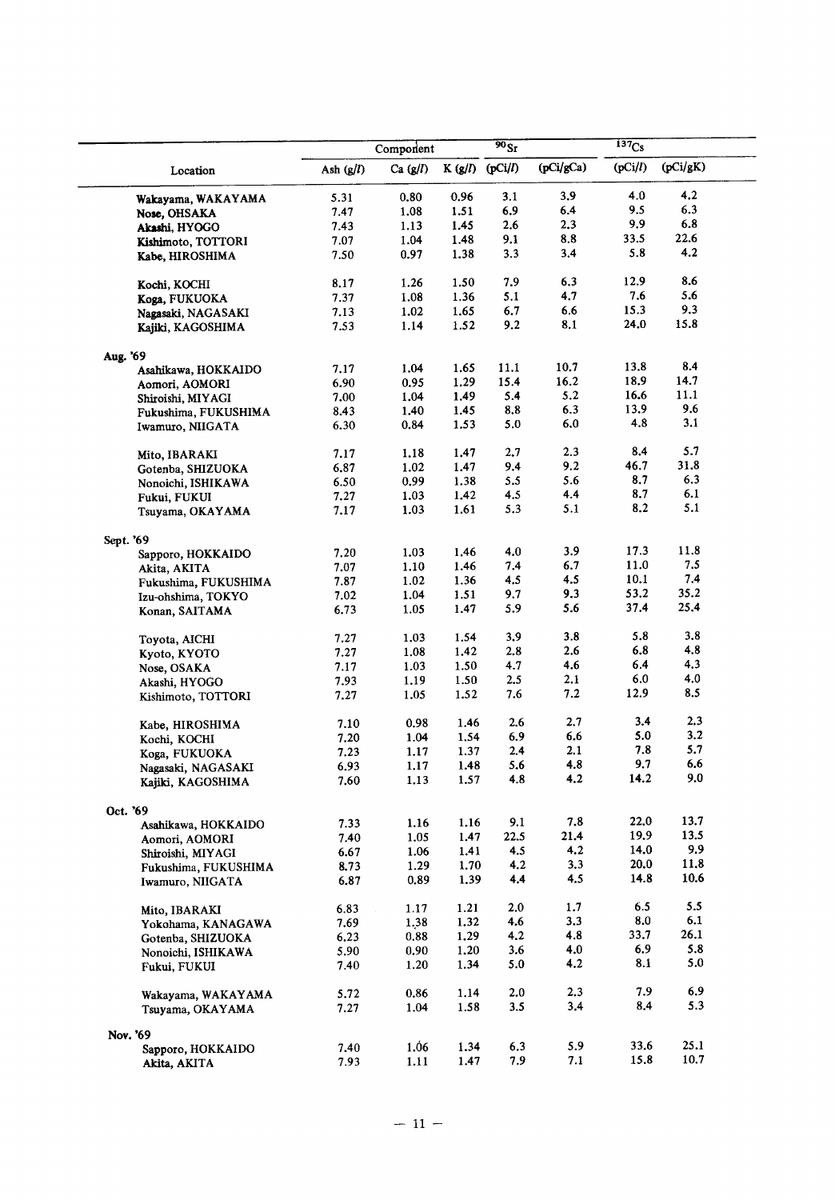| Location | Component | | | $^{90}Sr$ | | $^{137}Cs$ | |
|---|---|---|---|---|---|---|---|
| | Ash (g/l) | Ca (g/l) | K (g/l) | (pCi/l) | (pCi/gCa) | (pCi/l) | (pCi/gK) |
| Wakayama, WAKAYAMA | 5.31 | 0.80 | 0.96 | 3.1 | 3.9 | 4.0 | 4.2 |
| Nose, OHSAKA | 7.47 | 1.08 | 1.51 | 6.9 | 6.4 | 9.5 | 6.3 |
| Akashi, HYOGO | 7.43 | 1.13 | 1.45 | 2.6 | 2.3 | 9.9 | 6.8 |
| Kishimoto, TOTTORI | 7.07 | 1.04 | 1.48 | 9.1 | 8.8 | 33.5 | 22.6 |
| Kabe, HIROSHIMA | 7.50 | 0.97 | 1.38 | 3.3 | 3.4 | 5.8 | 4.2 |
| Kochi, KOCHI | 8.17 | 1.26 | 1.50 | 7.9 | 6.3 | 12.9 | 8.6 |
| Koga, FUKUOKA | 7.37 | 1.08 | 1.36 | 5.1 | 4.7 | 7.6 | 5.6 |
| Nagasaki, NAGASAKI | 7.13 | 1.02 | 1.65 | 6.7 | 6.6 | 15.3 | 9.3 |
| Kajiki, KAGOSHIMA | 7.53 | 1.14 | 1.52 | 9.2 | 8.1 | 24.0 | 15.8 |
| **Aug. '69** | | | | | | | |
| Asahikawa, HOKKAIDO | 7.17 | 1.04 | 1.65 | 11.1 | 10.7 | 13.8 | 8.4 |
| Aomori, AOMORI | 6.90 | 0.95 | 1.29 | 15.4 | 16.2 | 18.9 | 14.7 |
| Shiroishi, MIYAGI | 7.00 | 1.04 | 1.49 | 5.4 | 5.2 | 16.6 | 11.1 |
| Fukushima, FUKUSHIMA | 8.43 | 1.40 | 1.45 | 8.8 | 6.3 | 13.9 | 9.6 |
| Iwamuro, NIIGATA | 6.30 | 0.84 | 1.53 | 5.0 | 6.0 | 4.8 | 3.1 |
| Mito, IBARAKI | 7.17 | 1.18 | 1.47 | 2.7 | 2.3 | 8.4 | 5.7 |
| Gotenba, SHIZUOKA | 6.87 | 1.02 | 1.47 | 9.4 | 9.2 | 46.7 | 31.8 |
| Nonoichi, ISHIKAWA | 6.50 | 0.99 | 1.38 | 5.5 | 5.6 | 8.7 | 6.3 |
| Fukui, FUKUI | 7.27 | 1.03 | 1.42 | 4.5 | 4.4 | 8.7 | 6.1 |
| Tsuyama, OKAYAMA | 7.17 | 1.03 | 1.61 | 5.3 | 5.1 | 8.2 | 5.1 |
| **Sept. '69** | | | | | | | |
| Sapporo, HOKKAIDO | 7.20 | 1.03 | 1.46 | 4.0 | 3.9 | 17.3 | 11.8 |
| Akita, AKITA | 7.07 | 1.10 | 1.46 | 7.4 | 6.7 | 11.0 | 7.5 |
| Fukushima, FUKUSHIMA | 7.87 | 1.02 | 1.36 | 4.5 | 4.5 | 10.1 | 7.4 |
| Izu-ohshima, TOKYO | 7.02 | 1.04 | 1.51 | 9.7 | 9.3 | 53.2 | 35.2 |
| Konan, SAITAMA | 6.73 | 1.05 | 1.47 | 5.9 | 5.6 | 37.4 | 25.4 |
| Toyota, AICHI | 7.27 | 1.03 | 1.54 | 3.9 | 3.8 | 5.8 | 3.8 |
| Kyoto, KYOTO | 7.27 | 1.08 | 1.42 | 2.8 | 2.6 | 6.8 | 4.8 |
| Nose, OSAKA | 7.17 | 1.03 | 1.50 | 4.7 | 4.6 | 6.4 | 4.3 |
| Akashi, HYOGO | 7.93 | 1.19 | 1.50 | 2.5 | 2.1 | 6.0 | 4.0 |
| Kishimoto, TOTTORI | 7.27 | 1.05 | 1.52 | 7.6 | 7.2 | 12.9 | 8.5 |
| Kabe, HIROSHIMA | 7.10 | 0.98 | 1.46 | 2.6 | 2.7 | 3.4 | 2.3 |
| Kochi, KOCHI | 7.20 | 1.04 | 1.54 | 6.9 | 6.6 | 5.0 | 3.2 |
| Koga, FUKUOKA | 7.23 | 1.17 | 1.37 | 2.4 | 2.1 | 7.8 | 5.7 |
| Nagasaki, NAGASAKI | 6.93 | 1.17 | 1.48 | 5.6 | 4.8 | 9.7 | 6.6 |
| Kajiki, KAGOSHIMA | 7.60 | 1.13 | 1.57 | 4.8 | 4.2 | 14.2 | 9.0 |
| **Oct. '69** | | | | | | | |
| Asahikawa, HOKKAIDO | 7.33 | 1.16 | 1.16 | 9.1 | 7.8 | 22.0 | 13.7 |
| Aomori, AOMORI | 7.40 | 1.05 | 1.47 | 22.5 | 21.4 | 19.9 | 13.5 |
| Shiroishi, MIYAGI | 6.67 | 1.06 | 1.41 | 4.5 | 4.2 | 14.0 | 9.9 |
| Fukushima, FUKUSHIMA | 8.73 | 1.29 | 1.70 | 4.2 | 3.3 | 20.0 | 11.8 |
| Iwamuro, NIIGATA | 6.87 | 0.89 | 1.39 | 4.4 | 4.5 | 14.8 | 10.6 |
| Mito, IBARAKI | 6.83 | 1.17 | 1.21 | 2.0 | 1.7 | 6.5 | 5.5 |
| Yokohama, KANAGAWA | 7.69 | 1.38 | 1.32 | 4.6 | 3.3 | 8.0 | 6.1 |
| Gotenba, SHIZUOKA | 6.23 | 0.88 | 1.29 | 4.2 | 4.8 | 33.7 | 26.1 |
| Nonoichi, ISHIKAWA | 5.90 | 0.90 | 1.20 | 3.6 | 4.0 | 6.9 | 5.8 |
| Fukui, FUKUI | 7.40 | 1.20 | 1.34 | 5.0 | 4.2 | 8.1 | 5.0 |
| Wakayama, WAKAYAMA | 5.72 | 0.86 | 1.14 | 2.0 | 2.3 | 7.9 | 6.9 |
| Tsuyama, OKAYAMA | 7.27 | 1.04 | 1.58 | 3.5 | 3.4 | 8.4 | 5.3 |
| **Nov. '69** | | | | | | | |
| Sapporo, HOKKAIDO | 7.40 | 1.06 | 1.34 | 6.3 | 5.9 | 33.6 | 25.1 |
| Akita, AKITA | 7.93 | 1.11 | 1.47 | 7.9 | 7.1 | 15.8 | 10.7 |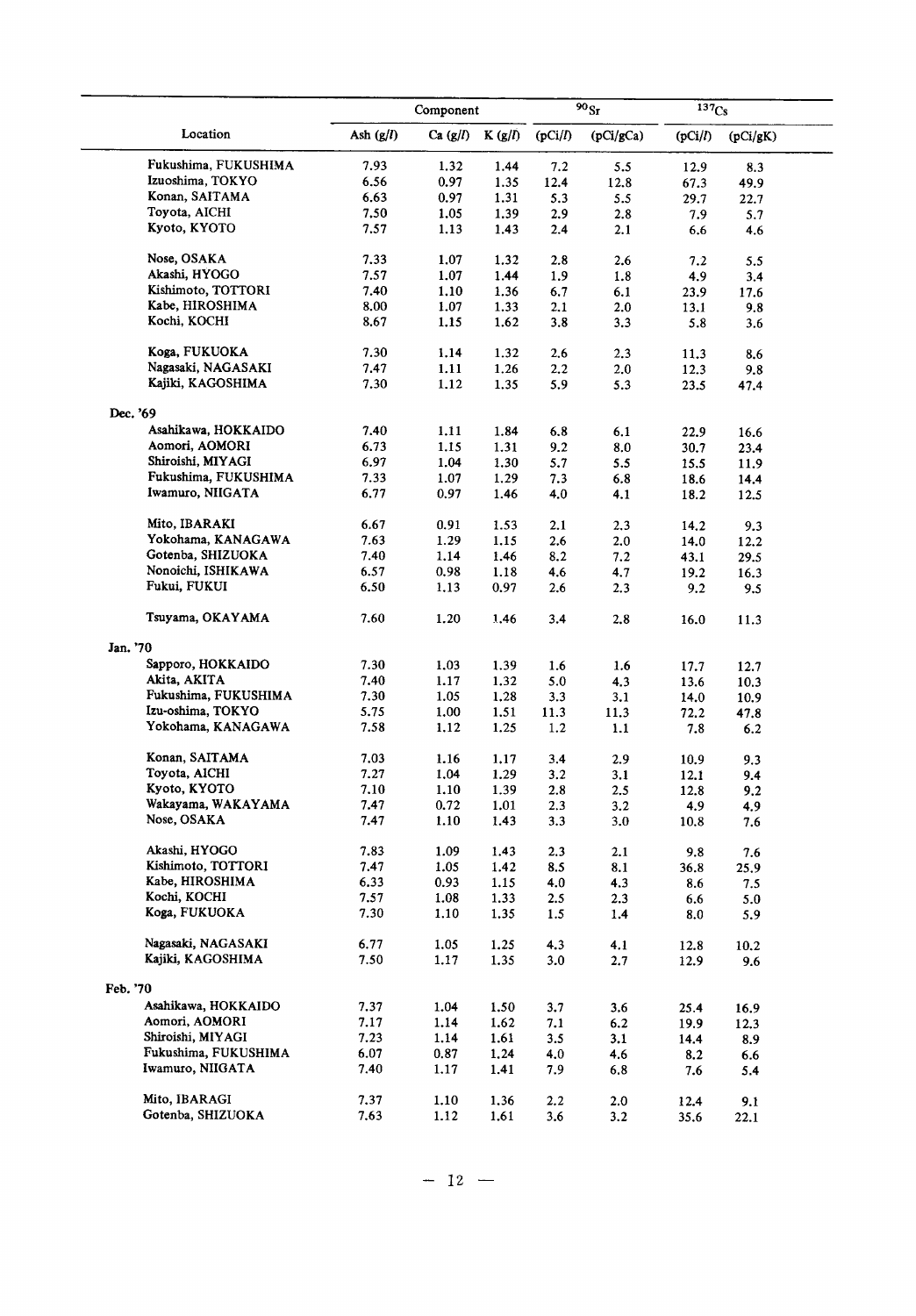| Location | Component | | | $^{90}Sr$ | | $^{137}Cs$ | |
|---|---|---|---|---|---|---|---|
| | Ash (g/l) | Ca (g/l) | K (g/l) | (pCi/l) | (pCi/gCa) | (pCi/l) | (pCi/gK) |
| Fukushima, FUKUSHIMA | 7.93 | 1.32 | 1.44 | 7.2 | 5.5 | 12.9 | 8.3 |
| Izuoshima, TOKYO | 6.56 | 0.97 | 1.35 | 12.4 | 12.8 | 67.3 | 49.9 |
| Konan, SAITAMA | 6.63 | 0.97 | 1.31 | 5.3 | 5.5 | 29.7 | 22.7 |
| Toyota, AICHI | 7.50 | 1.05 | 1.39 | 2.9 | 2.8 | 7.9 | 5.7 |
| Kyoto, KYOTO | 7.57 | 1.13 | 1.43 | 2.4 | 2.1 | 6.6 | 4.6 |
| Nose, OSAKA | 7.33 | 1.07 | 1.32 | 2.8 | 2.6 | 7.2 | 5.5 |
| Akashi, HYOGO | 7.57 | 1.07 | 1.44 | 1.9 | 1.8 | 4.9 | 3.4 |
| Kishimoto, TOTTORI | 7.40 | 1.10 | 1.36 | 6.7 | 6.1 | 23.9 | 17.6 |
| Kabe, HIROSHIMA | 8.00 | 1.07 | 1.33 | 2.1 | 2.0 | 13.1 | 9.8 |
| Kochi, KOCHI | 8.67 | 1.15 | 1.62 | 3.8 | 3.3 | 5.8 | 3.6 |
| Koga, FUKUOKA | 7.30 | 1.14 | 1.32 | 2.6 | 2.3 | 11.3 | 8.6 |
| Nagasaki, NAGASAKI | 7.47 | 1.11 | 1.26 | 2.2 | 2.0 | 12.3 | 9.8 |
| Kajiki, KAGOSHIMA | 7.30 | 1.12 | 1.35 | 5.9 | 5.3 | 23.5 | 47.4 |
| Dec. '69 | | | | | | | |
| Asahikawa, HOKKAIDO | 7.40 | 1.11 | 1.84 | 6.8 | 6.1 | 22.9 | 16.6 |
| Aomori, AOMORI | 6.73 | 1.15 | 1.31 | 9.2 | 8.0 | 30.7 | 23.4 |
| Shiroishi, MIYAGI | 6.97 | 1.04 | 1.30 | 5.7 | 5.5 | 15.5 | 11.9 |
| Fukushima, FUKUSHIMA | 7.33 | 1.07 | 1.29 | 7.3 | 6.8 | 18.6 | 14.4 |
| Iwamuro, NIIGATA | 6.77 | 0.97 | 1.46 | 4.0 | 4.1 | 18.2 | 12.5 |
| Mito, IBARAKI | 6.67 | 0.91 | 1.53 | 2.1 | 2.3 | 14.2 | 9.3 |
| Yokohama, KANAGAWA | 7.63 | 1.29 | 1.15 | 2.6 | 2.0 | 14.0 | 12.2 |
| Gotenba, SHIZUOKA | 7.40 | 1.14 | 1.46 | 8.2 | 7.2 | 43.1 | 29.5 |
| Nonoichi, ISHIKAWA | 6.57 | 0.98 | 1.18 | 4.6 | 4.7 | 19.2 | 16.3 |
| Fukui, FUKUI | 6.50 | 1.13 | 0.97 | 2.6 | 2.3 | 9.2 | 9.5 |
| Tsuyama, OKAYAMA | 7.60 | 1.20 | 1.46 | 3.4 | 2.8 | 16.0 | 11.3 |
| Jan. '70 | | | | | | | |
| Sapporo, HOKKAIDO | 7.30 | 1.03 | 1.39 | 1.6 | 1.6 | 17.7 | 12.7 |
| Akita, AKITA | 7.40 | 1.17 | 1.32 | 5.0 | 4.3 | 13.6 | 10.3 |
| Fukushima, FUKUSHIMA | 7.30 | 1.05 | 1.28 | 3.3 | 3.1 | 14.0 | 10.9 |
| Izu-oshima, TOKYO | 5.75 | 1.00 | 1.51 | 11.3 | 11.3 | 72.2 | 47.8 |
| Yokohama, KANAGAWA | 7.58 | 1.12 | 1.25 | 1.2 | 1.1 | 7.8 | 6.2 |
| Konan, SAITAMA | 7.03 | 1.16 | 1.17 | 3.4 | 2.9 | 10.9 | 9.3 |
| Toyota, AICHI | 7.27 | 1.04 | 1.29 | 3.2 | 3.1 | 12.1 | 9.4 |
| Kyoto, KYOTO | 7.10 | 1.10 | 1.39 | 2.8 | 2.5 | 12.8 | 9.2 |
| Wakayama, WAKAYAMA | 7.47 | 0.72 | 1.01 | 2.3 | 3.2 | 4.9 | 4.9 |
| Nose, OSAKA | 7.47 | 1.10 | 1.43 | 3.3 | 3.0 | 10.8 | 7.6 |
| Akashi, HYOGO | 7.83 | 1.09 | 1.43 | 2.3 | 2.1 | 9.8 | 7.6 |
| Kishimoto, TOTTORI | 7.47 | 1.05 | 1.42 | 8.5 | 8.1 | 36.8 | 25.9 |
| Kabe, HIROSHIMA | 6.33 | 0.93 | 1.15 | 4.0 | 4.3 | 8.6 | 7.5 |
| Kochi, KOCHI | 7.57 | 1.08 | 1.33 | 2.5 | 2.3 | 6.6 | 5.0 |
| Koga, FUKUOKA | 7.30 | 1.10 | 1.35 | 1.5 | 1.4 | 8.0 | 5.9 |
| Nagasaki, NAGASAKI | 6.77 | 1.05 | 1.25 | 4.3 | 4.1 | 12.8 | 10.2 |
| Kajiki, KAGOSHIMA | 7.50 | 1.17 | 1.35 | 3.0 | 2.7 | 12.9 | 9.6 |
| Feb. '70 | | | | | | | |
| Asahikawa, HOKKAIDO | 7.37 | 1.04 | 1.50 | 3.7 | 3.6 | 25.4 | 16.9 |
| Aomori, AOMORI | 7.17 | 1.14 | 1.62 | 7.1 | 6.2 | 19.9 | 12.3 |
| Shiroishi, MIYAGI | 7.23 | 1.14 | 1.61 | 3.5 | 3.1 | 14.4 | 8.9 |
| Fukushima, FUKUSHIMA | 6.07 | 0.87 | 1.24 | 4.0 | 4.6 | 8.2 | 6.6 |
| Iwamuro, NIIGATA | 7.40 | 1.17 | 1.41 | 7.9 | 6.8 | 7.6 | 5.4 |
| Mito, IBARAGI | 7.37 | 1.10 | 1.36 | 2.2 | 2.0 | 12.4 | 9.1 |
| Gotenba, SHIZUOKA | 7.63 | 1.12 | 1.61 | 3.6 | 3.2 | 35.6 | 22.1 |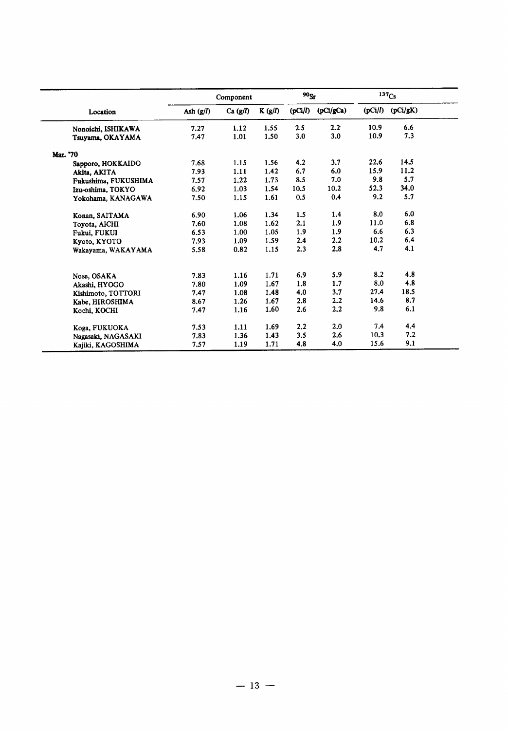| Location | Component | | | $^{90}Sr$ | | $^{137}Cs$ | |
|---|---|---|---|---|---|---|---|
| | Ash (g/l) | Ca (g/l) | K (g/l) | (pCi/l) | (pCi/gCa) | (pCi/l) | (pCi/gK) |
| Nonoichi, ISHIKAWA | 7.27 | 1.12 | 1.55 | 2.5 | 2.2 | 10.9 | 6.6 |
| Tsuyama, OKAYAMA | 7.47 | 1.01 | 1.50 | 3.0 | 3.0 | 10.9 | 7.3 |
| **Mar. '70** | | | | | | | |
| Sapporo, HOKKAIDO | 7.68 | 1.15 | 1.56 | 4.2 | 3.7 | 22.6 | 14.5 |
| Akita, AKITA | 7.93 | 1.11 | 1.42 | 6.7 | 6.0 | 15.9 | 11.2 |
| Fukushima, FUKUSHIMA | 7.57 | 1.22 | 1.73 | 8.5 | 7.0 | 9.8 | 5.7 |
| Izu-oshima, TOKYO | 6.92 | 1.03 | 1.54 | 10.5 | 10.2 | 52.3 | 34.0 |
| Yokohama, KANAGAWA | 7.50 | 1.15 | 1.61 | 0.5 | 0.4 | 9.2 | 5.7 |
| Konan, SAITAMA | 6.90 | 1.06 | 1.34 | 1.5 | 1.4 | 8.0 | 6.0 |
| Toyota, AICHI | 7.60 | 1.08 | 1.62 | 2.1 | 1.9 | 11.0 | 6.8 |
| Fukui, FUKUI | 6.53 | 1.00 | 1.05 | 1.9 | 1.9 | 6.6 | 6.3 |
| Kyoto, KYOTO | 7.93 | 1.09 | 1.59 | 2.4 | 2.2 | 10.2 | 6.4 |
| Wakayama, WAKAYAMA | 5.58 | 0.82 | 1.15 | 2.3 | 2.8 | 4.7 | 4.1 |
| Nose, OSAKA | 7.83 | 1.16 | 1.71 | 6.9 | 5.9 | 8.2 | 4.8 |
| Akashi, HYOGO | 7.80 | 1.09 | 1.67 | 1.8 | 1.7 | 8.0 | 4.8 |
| Kishimoto, TOTTORI | 7.47 | 1.08 | 1.48 | 4.0 | 3.7 | 27.4 | 18.5 |
| Kabe, HIROSHIMA | 8.67 | 1.26 | 1.67 | 2.8 | 2.2 | 14.6 | 8.7 |
| Kochi, KOCHI | 7.47 | 1.16 | 1.60 | 2.6 | 2.2 | 9.8 | 6.1 |
| Koga, FUKUOKA | 7.53 | 1.11 | 1.69 | 2.2 | 2.0 | 7.4 | 4.4 |
| Nagasaki, NAGASAKI | 7.83 | 1.36 | 1.43 | 3.5 | 2.6 | 10.3 | 7.2 |
| Kajiki, KAGOSHIMA | 7.57 | 1.19 | 1.71 | 4.8 | 4.0 | 15.6 | 9.1 |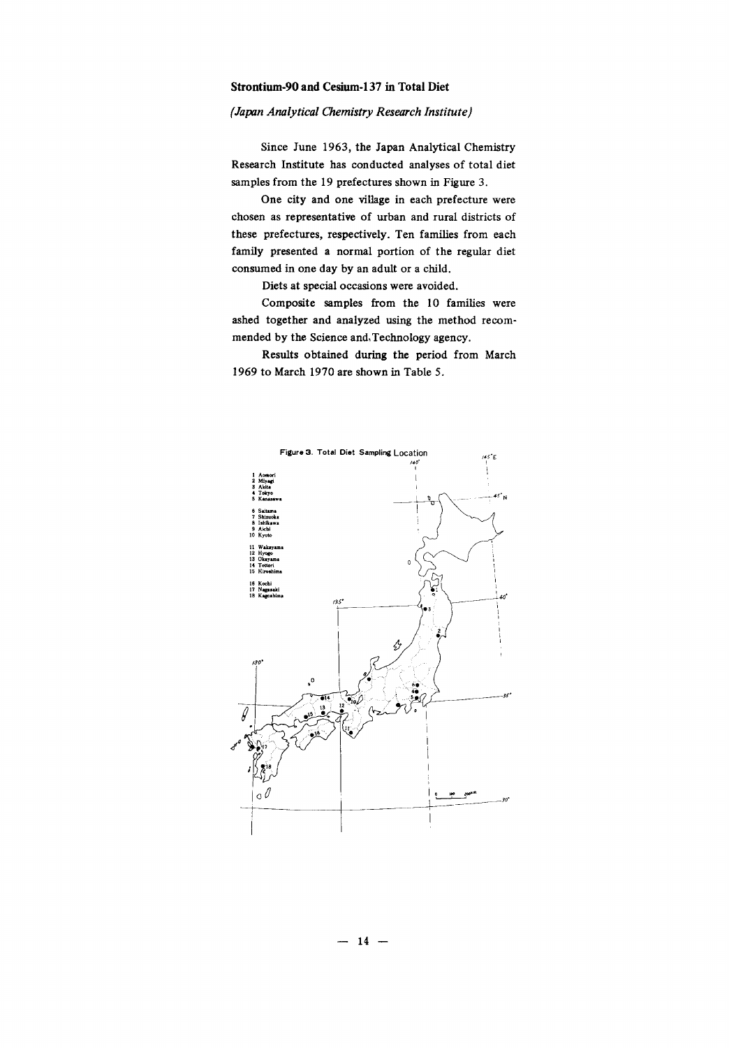### Strontium-90 and Cesium-137 in Total Diet

*(Japan Analytical Chemistry Research Institute)*

Since June 1963, the Japan Analytical Chemistry Research Institute has conducted analyses of total diet samples from the 19 prefectures shown in Figure 3.

One city and one village in each prefecture were chosen as representative of urban and rural districts of these prefectures, respectively. Ten families from each family presented a normal portion of the regular diet consumed in one day by an adult or a child.

Diets at special occasions were avoided.

Composite samples from the 10 families were ashed together and analyzed using the method recommended by the Science and Technology agency.

Results obtained during the period from March 1969 to March 1970 are shown in Table 5.

Figure 3. Total Diet Sampling Location

1 Aomori
2 Miyagi
3 Akita
4 Tokyo
5 Kanagawa
6 Saitama
7 Shizuoka
8 Ishikawa
9 Aichi
10 Kyoto
11 Wakayama
12 Hyogo
13 Okayama
14 Tottori
15 Hiroshima
16 Kochi
17 Nagasaki
18 Kagoshima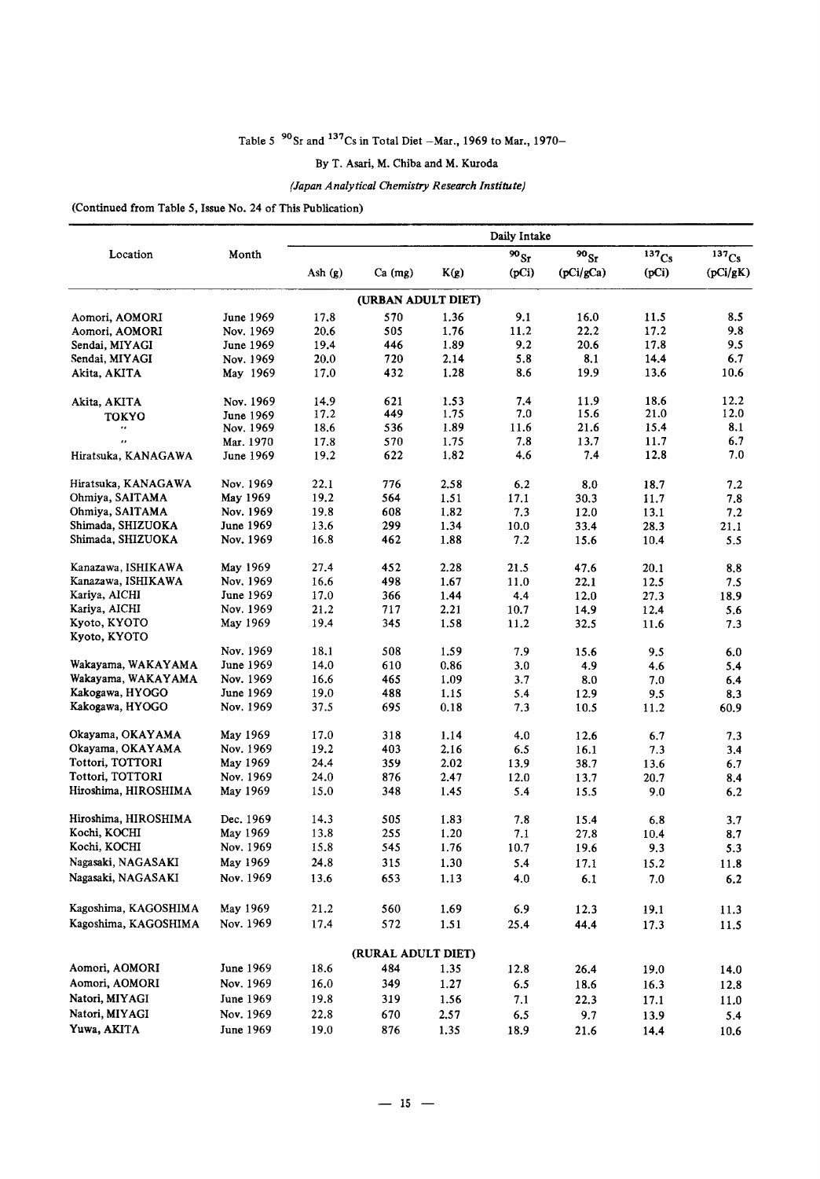Table 5 $^{90}Sr$ and $^{137}Cs$ in Total Diet –Mar., 1969 to Mar., 1970–

By T. Asari, M. Chiba and M. Kuroda

*(Japan Analytical Chemistry Research Institute)*

(Continued from Table 5, Issue No. 24 of This Publication)

| Location | Month | Daily Intake | | | | | | |
|---|---|---|---|---|---|---|---|---|
| | | Ash (g) | Ca (mg) | K(g) | $^{90}Sr$ (pCi) | $^{90}Sr$ (pCi/gCa) | $^{137}Cs$ (pCi) | $^{137}Cs$ (pCi/gK) |
| **(URBAN ADULT DIET)** | | | | | | | | |
| Aomori, AOMORI | June 1969 | 17.8 | 570 | 1.36 | 9.1 | 16.0 | 11.5 | 8.5 |
| Aomori, AOMORI | Nov. 1969 | 20.6 | 505 | 1.76 | 11.2 | 22.2 | 17.2 | 9.8 |
| Sendai, MIYAGI | June 1969 | 19.4 | 446 | 1.89 | 9.2 | 20.6 | 17.8 | 9.5 |
| Sendai, MIYAGI | Nov. 1969 | 20.0 | 720 | 2.14 | 5.8 | 8.1 | 14.4 | 6.7 |
| Akita, AKITA | May 1969 | 17.0 | 432 | 1.28 | 8.6 | 19.9 | 13.6 | 10.6 |
| Akita, AKITA | Nov. 1969 | 14.9 | 621 | 1.53 | 7.4 | 11.9 | 18.6 | 12.2 |
| TOKYO | June 1969 | 17.2 | 449 | 1.75 | 7.0 | 15.6 | 21.0 | 12.0 |
| " | Nov. 1969 | 18.6 | 536 | 1.89 | 11.6 | 21.6 | 15.4 | 8.1 |
| " | Mar. 1970 | 17.8 | 570 | 1.75 | 7.8 | 13.7 | 11.7 | 6.7 |
| Hiratsuka, KANAGAWA | June 1969 | 19.2 | 622 | 1.82 | 4.6 | 7.4 | 12.8 | 7.0 |
| Hiratsuka, KANAGAWA | Nov. 1969 | 22.1 | 776 | 2.58 | 6.2 | 8.0 | 18.7 | 7.2 |
| Ohmiya, SAITAMA | May 1969 | 19.2 | 564 | 1.51 | 17.1 | 30.3 | 11.7 | 7.8 |
| Ohmiya, SAITAMA | Nov. 1969 | 19.8 | 608 | 1.82 | 7.3 | 12.0 | 13.1 | 7.2 |
| Shimada, SHIZUOKA | June 1969 | 13.6 | 299 | 1.34 | 10.0 | 33.4 | 28.3 | 21.1 |
| Shimada, SHIZUOKA | Nov. 1969 | 16.8 | 462 | 1.88 | 7.2 | 15.6 | 10.4 | 5.5 |
| Kanazawa, ISHIKAWA | May 1969 | 27.4 | 452 | 2.28 | 21.5 | 47.6 | 20.1 | 8.8 |
| Kanazawa, ISHIKAWA | Nov. 1969 | 16.6 | 498 | 1.67 | 11.0 | 22.1 | 12.5 | 7.5 |
| Kariya, AICHI | June 1969 | 17.0 | 366 | 1.44 | 4.4 | 12.0 | 27.3 | 18.9 |
| Kariya, AICHI | Nov. 1969 | 21.2 | 717 | 2.21 | 10.7 | 14.9 | 12.4 | 5.6 |
| Kyoto, KYOTO | May 1969 | 19.4 | 345 | 1.58 | 11.2 | 32.5 | 11.6 | 7.3 |
| Kyoto, KYOTO | Nov. 1969 | 18.1 | 508 | 1.59 | 7.9 | 15.6 | 9.5 | 6.0 |
| Wakayama, WAKAYAMA | June 1969 | 14.0 | 610 | 0.86 | 3.0 | 4.9 | 4.6 | 5.4 |
| Wakayama, WAKAYAMA | Nov. 1969 | 16.6 | 465 | 1.09 | 3.7 | 8.0 | 7.0 | 6.4 |
| Kakogawa, HYOGO | June 1969 | 19.0 | 488 | 1.15 | 5.4 | 12.9 | 9.5 | 8.3 |
| Kakogawa, HYOGO | Nov. 1969 | 37.5 | 695 | 0.18 | 7.3 | 10.5 | 11.2 | 60.9 |
| Okayama, OKAYAMA | May 1969 | 17.0 | 318 | 1.14 | 4.0 | 12.6 | 6.7 | 7.3 |
| Okayama, OKAYAMA | Nov. 1969 | 19.2 | 403 | 2.16 | 6.5 | 16.1 | 7.3 | 3.4 |
| Tottori, TOTTORI | May 1969 | 24.4 | 359 | 2.02 | 13.9 | 38.7 | 13.6 | 6.7 |
| Tottori, TOTTORI | Nov. 1969 | 24.0 | 876 | 2.47 | 12.0 | 13.7 | 20.7 | 8.4 |
| Hiroshima, HIROSHIMA | May 1969 | 15.0 | 348 | 1.45 | 5.4 | 15.5 | 9.0 | 6.2 |
| Hiroshima, HIROSHIMA | Dec. 1969 | 14.3 | 505 | 1.83 | 7.8 | 15.4 | 6.8 | 3.7 |
| Kochi, KOCHI | May 1969 | 13.8 | 255 | 1.20 | 7.1 | 27.8 | 10.4 | 8.7 |
| Kochi, KOCHI | Nov. 1969 | 15.8 | 545 | 1.76 | 10.7 | 19.6 | 9.3 | 5.3 |
| Nagasaki, NAGASAKI | May 1969 | 24.8 | 315 | 1.30 | 5.4 | 17.1 | 15.2 | 11.8 |
| Nagasaki, NAGASAKI | Nov. 1969 | 13.6 | 653 | 1.13 | 4.0 | 6.1 | 7.0 | 6.2 |
| Kagoshima, KAGOSHIMA | May 1969 | 21.2 | 560 | 1.69 | 6.9 | 12.3 | 19.1 | 11.3 |
| Kagoshima, KAGOSHIMA | Nov. 1969 | 17.4 | 572 | 1.51 | 25.4 | 44.4 | 17.3 | 11.5 |
| **(RURAL ADULT DIET)** | | | | | | | | |
| Aomori, AOMORI | June 1969 | 18.6 | 484 | 1.35 | 12.8 | 26.4 | 19.0 | 14.0 |
| Aomori, AOMORI | Nov. 1969 | 16.0 | 349 | 1.27 | 6.5 | 18.6 | 16.3 | 12.8 |
| Natori, MIYAGI | June 1969 | 19.8 | 319 | 1.56 | 7.1 | 22.3 | 17.1 | 11.0 |
| Natori, MIYAGI | Nov. 1969 | 22.8 | 670 | 2.57 | 6.5 | 9.7 | 13.9 | 5.4 |
| Yuwa, AKITA | June 1969 | 19.0 | 876 | 1.35 | 18.9 | 21.6 | 14.4 | 10.6 |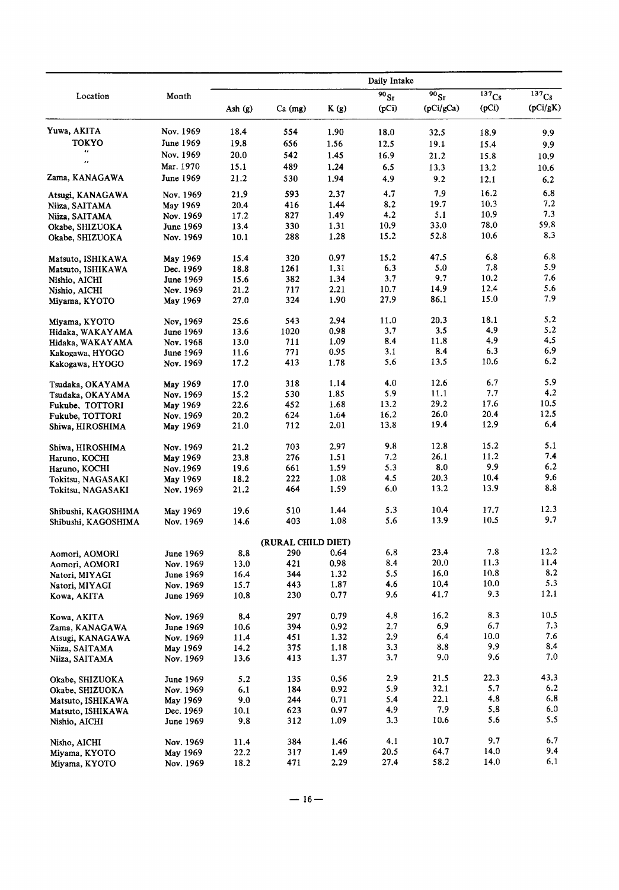| Location | Month | Daily Intake | | | | | | |
|---|---|---|---|---|---|---|---|---|
| | | Ash (g) | Ca (mg) | K (g) | $^{90}Sr$ (pCi) | $^{90}Sr$ (pCi/gCa) | $^{137}Cs$ (pCi) | $^{137}Cs$ (pCi/gK) |
| Yuwa, AKITA | Nov. 1969 | 18.4 | 554 | 1.90 | 18.0 | 32.5 | 18.9 | 9.9 |
| TOKYO | June 1969 | 19.8 | 656 | 1.56 | 12.5 | 19.1 | 15.4 | 9.9 |
| " | Nov. 1969 | 20.0 | 542 | 1.45 | 16.9 | 21.2 | 15.8 | 10.9 |
| " | Mar. 1970 | 15.1 | 489 | 1.24 | 6.5 | 13.3 | 13.2 | 10.6 |
| Zama, KANAGAWA | June 1969 | 21.2 | 530 | 1.94 | 4.9 | 9.2 | 12.1 | 6.2 |
| Atsugi, KANAGAWA | Nov. 1969 | 21.9 | 593 | 2.37 | 4.7 | 7.9 | 16.2 | 6.8 |
| Niiza, SAITAMA | May 1969 | 20.4 | 416 | 1.44 | 8.2 | 19.7 | 10.3 | 7.2 |
| Niiza, SAITAMA | Nov. 1969 | 17.2 | 827 | 1.49 | 4.2 | 5.1 | 10.9 | 7.3 |
| Okabe, SHIZUOKA | June 1969 | 13.4 | 330 | 1.31 | 10.9 | 33.0 | 78.0 | 59.8 |
| Okabe, SHIZUOKA | Nov. 1969 | 10.1 | 288 | 1.28 | 15.2 | 52.8 | 10.6 | 8.3 |
| Matsuto, ISHIKAWA | May 1969 | 15.4 | 320 | 0.97 | 15.2 | 47.5 | 6.8 | 6.8 |
| Matsuto, ISHIKAWA | Dec. 1969 | 18.8 | 1261 | 1.31 | 6.3 | 5.0 | 7.8 | 5.9 |
| Nishio, AICHI | June 1969 | 15.6 | 382 | 1.34 | 3.7 | 9.7 | 10.2 | 7.6 |
| Nishio, AICHI | Nov. 1969 | 21.2 | 717 | 2.21 | 10.7 | 14.9 | 12.4 | 5.6 |
| Miyama, KYOTO | May 1969 | 27.0 | 324 | 1.90 | 27.9 | 86.1 | 15.0 | 7.9 |
| Miyama, KYOTO | Nov. 1969 | 25.6 | 543 | 2.94 | 11.0 | 20.3 | 18.1 | 5.2 |
| Hidaka, WAKAYAMA | June 1969 | 13.6 | 1020 | 0.98 | 3.7 | 3.5 | 4.9 | 5.2 |
| Hidaka, WAKAYAMA | Nov. 1968 | 13.0 | 711 | 1.09 | 8.4 | 11.8 | 4.9 | 4.5 |
| Kakogawa, HYOGO | June 1969 | 11.6 | 771 | 0.95 | 3.1 | 8.4 | 6.3 | 6.9 |
| Kakogawa, HYOGO | Nov. 1969 | 17.2 | 413 | 1.78 | 5.6 | 13.5 | 10.6 | 6.2 |
| Tsudaka, OKAYAMA | May 1969 | 17.0 | 318 | 1.14 | 4.0 | 12.6 | 6.7 | 5.9 |
| Tsudaka, OKAYAMA | Nov. 1969 | 15.2 | 530 | 1.85 | 5.9 | 11.1 | 7.7 | 4.2 |
| Fukube, TOTTORI | May 1969 | 22.6 | 452 | 1.68 | 13.2 | 29.2 | 17.6 | 10.5 |
| Fukube, TOTTORI | Nov. 1969 | 20.2 | 624 | 1.64 | 16.2 | 26.0 | 20.4 | 12.5 |
| Shiwa, HIROSHIMA | May 1969 | 21.0 | 712 | 2.01 | 13.8 | 19.4 | 12.9 | 6.4 |
| Shiwa, HIROSHIMA | Nov. 1969 | 21.2 | 703 | 2.97 | 9.8 | 12.8 | 15.2 | 5.1 |
| Haruno, KOCHI | May 1969 | 23.8 | 276 | 1.51 | 7.2 | 26.1 | 11.2 | 7.4 |
| Haruno, KOCHI | Nov. 1969 | 19.6 | 661 | 1.59 | 5.3 | 8.0 | 9.9 | 6.2 |
| Tokitsu, NAGASAKI | May 1969 | 18.2 | 222 | 1.08 | 4.5 | 20.3 | 10.4 | 9.6 |
| Tokitsu, NAGASAKI | Nov. 1969 | 21.2 | 464 | 1.59 | 6.0 | 13.2 | 13.9 | 8.8 |
| Shibushi, KAGOSHIMA | May 1969 | 19.6 | 510 | 1.44 | 5.3 | 10.4 | 17.7 | 12.3 |
| Shibushi, KAGOSHIMA | Nov. 1969 | 14.6 | 403 | 1.08 | 5.6 | 13.9 | 10.5 | 9.7 |
| | | | (RURAL CHILD DIET) | | | | | |
| Aomori, AOMORI | June 1969 | 8.8 | 290 | 0.64 | 6.8 | 23.4 | 7.8 | 12.2 |
| Aomori, AOMORI | Nov. 1969 | 13.0 | 421 | 0.98 | 8.4 | 20.0 | 11.3 | 11.4 |
| Natori, MIYAGI | June 1969 | 16.4 | 344 | 1.32 | 5.5 | 16.0 | 10.8 | 8.2 |
| Natori, MIYAGI | Nov. 1969 | 15.7 | 443 | 1.87 | 4.6 | 10.4 | 10.0 | 5.3 |
| Kowa, AKITA | June 1969 | 10.8 | 230 | 0.77 | 9.6 | 41.7 | 9.3 | 12.1 |
| Kowa, AKITA | Nov. 1969 | 8.4 | 297 | 0.79 | 4.8 | 16.2 | 8.3 | 10.5 |
| Zama, KANAGAWA | June 1969 | 10.6 | 394 | 0.92 | 2.7 | 6.9 | 6.7 | 7.3 |
| Atsugi, KANAGAWA | Nov. 1969 | 11.4 | 451 | 1.32 | 2.9 | 6.4 | 10.0 | 7.6 |
| Niiza, SAITAMA | May 1969 | 14.2 | 375 | 1.18 | 3.3 | 8.8 | 9.9 | 8.4 |
| Niiza, SAITAMA | Nov. 1969 | 13.6 | 413 | 1.37 | 3.7 | 9.0 | 9.6 | 7.0 |
| Okabe, SHIZUOKA | June 1969 | 5.2 | 135 | 0.56 | 2.9 | 21.5 | 22.3 | 43.3 |
| Okabe, SHIZUOKA | Nov. 1969 | 6.1 | 184 | 0.92 | 5.9 | 32.1 | 5.7 | 6.2 |
| Matsuto, ISHIKAWA | May 1969 | 9.0 | 244 | 0.71 | 5.4 | 22.1 | 4.8 | 6.8 |
| Matsuto, ISHIKAWA | Dec. 1969 | 10.1 | 623 | 0.97 | 4.9 | 7.9 | 5.8 | 6.0 |
| Nishio, AICHI | June 1969 | 9.8 | 312 | 1.09 | 3.3 | 10.6 | 5.6 | 5.5 |
| Nisho, AICHI | Nov. 1969 | 11.4 | 384 | 1.46 | 4.1 | 10.7 | 9.7 | 6.7 |
| Miyama, KYOTO | May 1969 | 22.2 | 317 | 1.49 | 20.5 | 64.7 | 14.0 | 9.4 |
| Miyama, KYOTO | Nov. 1969 | 18.2 | 471 | 2.29 | 27.4 | 58.2 | 14.0 | 6.1 |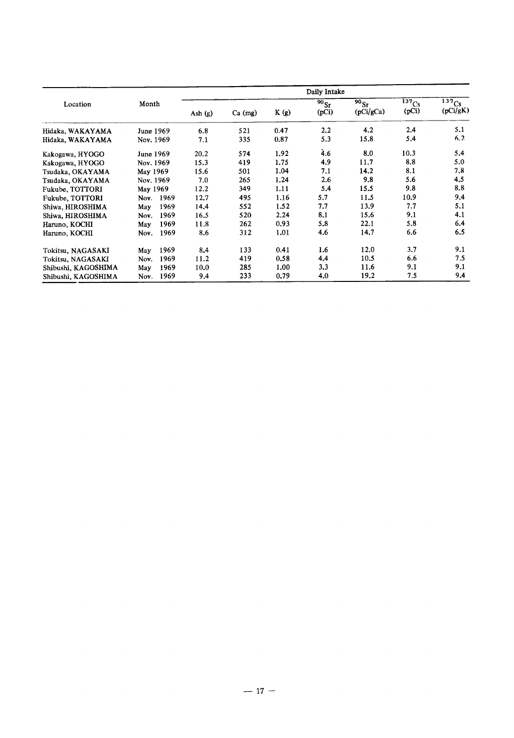| Location | Month | Daily Intake | | | | | | |
|---|---|---|---|---|---|---|---|---|
| | | Ash (g) | Ca (mg) | K (g) | $^{90}Sr$ (pCi) | $^{90}Sr$ (pCi/gCa) | $^{137}Cs$ (pCi) | $^{137}Cs$ (pCi/gK) |
| Hidaka, WAKAYAMA | June 1969 | 6.8 | 521 | 0.47 | 2.2 | 4.2 | 2.4 | 5.1 |
| Hidaka, WAKAYAMA | Nov. 1969 | 7.1 | 335 | 0.87 | 5.3 | 15.8 | 5.4 | 6.2 |
| Kakogawa, HYOGO | June 1969 | 20.2 | 574 | 1.92 | 4.6 | 8.0 | 10.3 | 5.4 |
| Kakogawa, HYOGO | Nov. 1969 | 15.3 | 419 | 1.75 | 4.9 | 11.7 | 8.8 | 5.0 |
| Tsudaka, OKAYAMA | May 1969 | 15.6 | 501 | 1.04 | 7.1 | 14.2 | 8.1 | 7.8 |
| Tsudaka, OKAYAMA | Nov. 1969 | 7.0 | 265 | 1.24 | 2.6 | 9.8 | 5.6 | 4.5 |
| Fukube, TOTTORI | May 1969 | 12.2 | 349 | 1.11 | 5.4 | 15.5 | 9.8 | 8.8 |
| Fukube, TOTTORI | Nov. 1969 | 12.7 | 495 | 1.16 | 5.7 | 11.5 | 10.9 | 9.4 |
| Shiwa, HIROSHIMA | May 1969 | 14.4 | 552 | 1.52 | 7.7 | 13.9 | 7.7 | 5.1 |
| Shiwa, HIROSHIMA | Nov. 1969 | 16.5 | 520 | 2.24 | 8.1 | 15.6 | 9.1 | 4.1 |
| Haruno, KOCHI | May 1969 | 11.8 | 262 | 0.93 | 5.8 | 22.1 | 5.8 | 6.4 |
| Haruno, KOCHI | Nov. 1969 | 8.6 | 312 | 1.01 | 4.6 | 14.7 | 6.6 | 6.5 |
| Tokitsu, NAGASAKI | May 1969 | 8.4 | 133 | 0.41 | 1.6 | 12.0 | 3.7 | 9.1 |
| Tokitsu, NAGASAKI | Nov. 1969 | 11.2 | 419 | 0.58 | 4.4 | 10.5 | 6.6 | 7.5 |
| Shibushi, KAGOSHIMA | May 1969 | 10.0 | 285 | 1.00 | 3.3 | 11.6 | 9.1 | 9.1 |
| Shibushi, KAGOSHIMA | Nov. 1969 | 9.4 | 233 | 0.79 | 4.0 | 19.2 | 7.5 | 9.4 |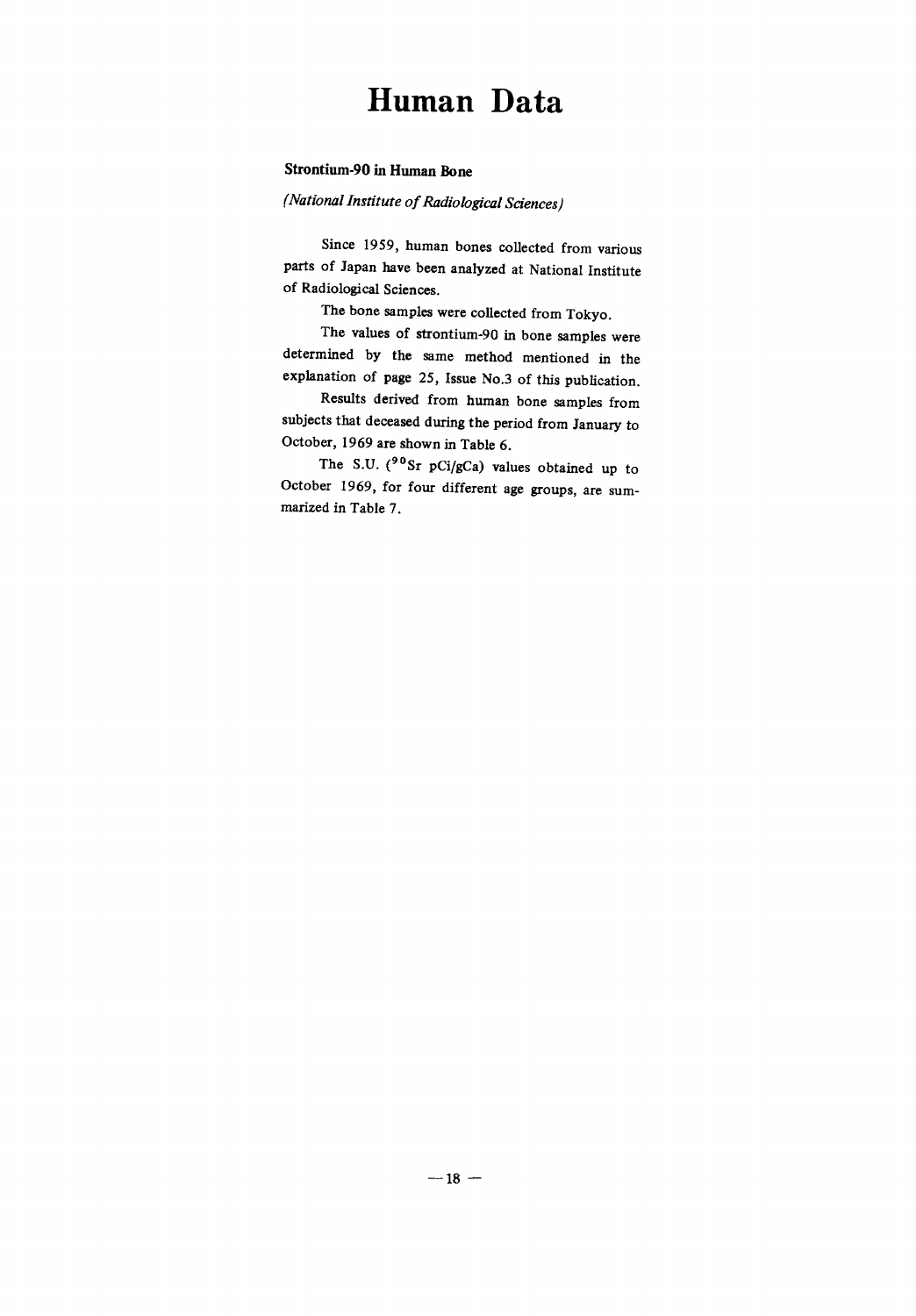# Human Data

### Strontium-90 in Human Bone

*(National Institute of Radiological Sciences)*

Since 1959, human bones collected from various parts of Japan have been analyzed at National Institute of Radiological Sciences.

The bone samples were collected from Tokyo.

The values of strontium-90 in bone samples were determined by the same method mentioned in the explanation of page 25, Issue No.3 of this publication.

Results derived from human bone samples from subjects that deceased during the period from January to October, 1969 are shown in Table 6.

The S.U. ($^{90}Sr$ pCi/gCa) values obtained up to October 1969, for four different age groups, are summarized in Table 7.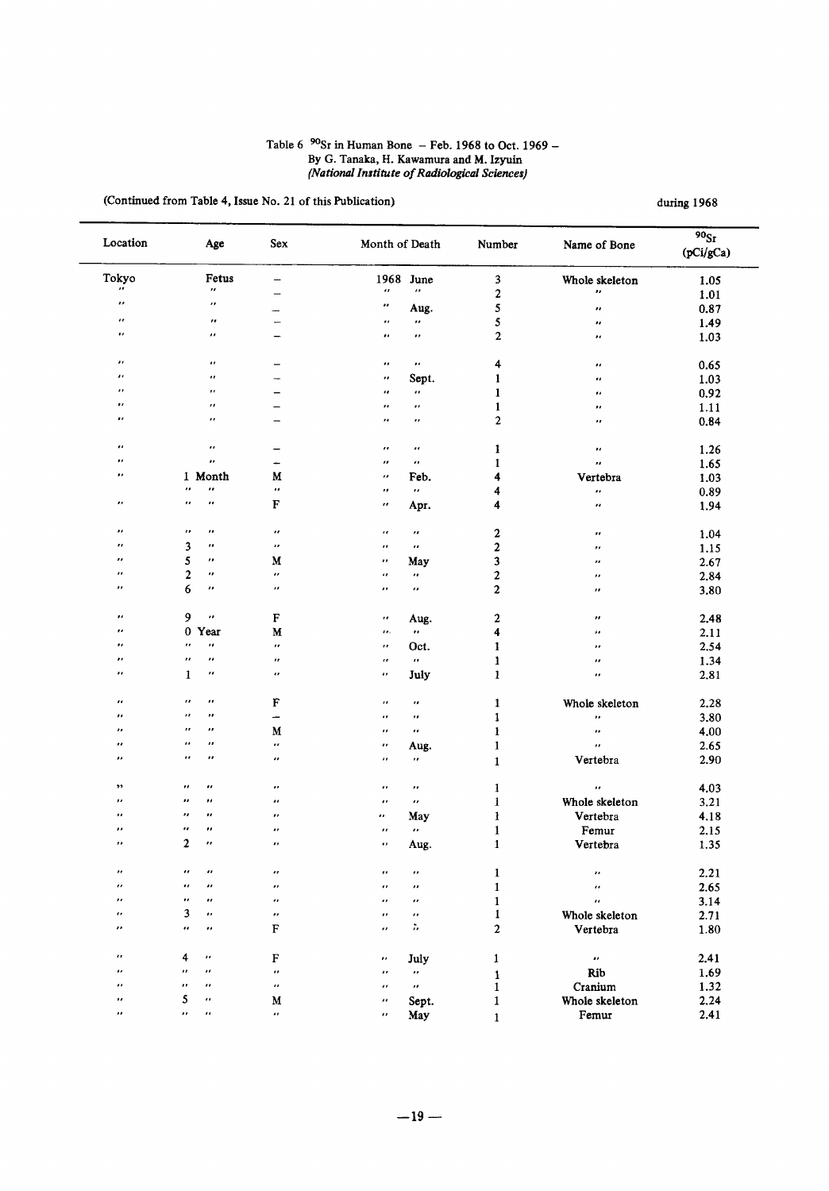Table 6 $^{90}Sr$ in Human Bone – Feb. 1968 to Oct. 1969 –
By G. Tanaka, H. Kawamura and M. Izyuin
*(National Institute of Radiological Sciences)*

(Continued from Table 4, Issue No. 21 of this Publication)

during 1968

| Location | Age | Sex | Month of Death | Number | Name of Bone | $^{90}Sr$ (pCi/gCa) |
|---|---|---|---|---|---|---|
| Tokyo | Fetus | – | 1968 June | 3 | Whole skeleton | 1.05 |
| " | " | – | " " | 2 | " | 1.01 |
| " | " | – | " Aug. | 5 | " | 0.87 |
| " | " | – | " " | 5 | " | 1.49 |
| " | " | – | " " | 2 | " | 1.03 |
| " | " | – | " " | 4 | " | 0.65 |
| " | " | – | " Sept. | 1 | " | 1.03 |
| " | " | – | " " | 1 | " | 0.92 |
| " | " | – | " " | 1 | " | 1.11 |
| " | " | – | " " | 2 | " | 0.84 |
| " | " | – | " " | 1 | " | 1.26 |
| " | " | – | " " | 1 | " | 1.65 |
| " | 1 Month | M | " Feb. | 4 | Vertebra | 1.03 |
| | " " | " | " " | 4 | " | 0.89 |
| " | " " | F | " Apr. | 4 | " | 1.94 |
| " | " " | " | " " | 2 | " | 1.04 |
| " | 3 " | " | " " | 2 | " | 1.15 |
| " | 5 " | M | " May | 3 | " | 2.67 |
| " | 2 " | " | " " | 2 | " | 2.84 |
| " | 6 " | " | " " | 2 | " | 3.80 |
| " | 9 " | F | " Aug. | 2 | " | 2.48 |
| " | 0 Year | M | " " | 4 | " | 2.11 |
| " | " " | " | " Oct. | 1 | " | 2.54 |
| " | " " | " | " " | 1 | " | 1.34 |
| " | 1 " | " | " July | 1 | " | 2.81 |
| " | " " | F | " " | 1 | Whole skeleton | 2.28 |
| " | " " | – | " " | 1 | " | 3.80 |
| " | " " | M | " " | 1 | " | 4.00 |
| " | " " | " | " Aug. | 1 | " | 2.65 |
| " | " " | " | " " | 1 | Vertebra | 2.90 |
| " | " " | " | " " | 1 | " | 4.03 |
| " | " " | " | " " | 1 | Whole skeleton | 3.21 |
| " | " " | " | " May | 1 | Vertebra | 4.18 |
| " | " " | " | " " | 1 | Femur | 2.15 |
| " | 2 " | " | " Aug. | 1 | Vertebra | 1.35 |
| " | " " | " | " " | 1 | " | 2.21 |
| " | " " | " | " " | 1 | " | 2.65 |
| " | " " | " | " " | 1 | " | 3.14 |
| " | 3 " | " | " " | 1 | Whole skeleton | 2.71 |
| " | " " | F | " " | 2 | Vertebra | 1.80 |
| " | 4 " | F | " July | 1 | " | 2.41 |
| " | " " | " | " " | 1 | Rib | 1.69 |
| " | " " | " | " " | 1 | Cranium | 1.32 |
| " | 5 " | M | " Sept. | 1 | Whole skeleton | 2.24 |
| " | " " | " | " May | 1 | Femur | 2.41 |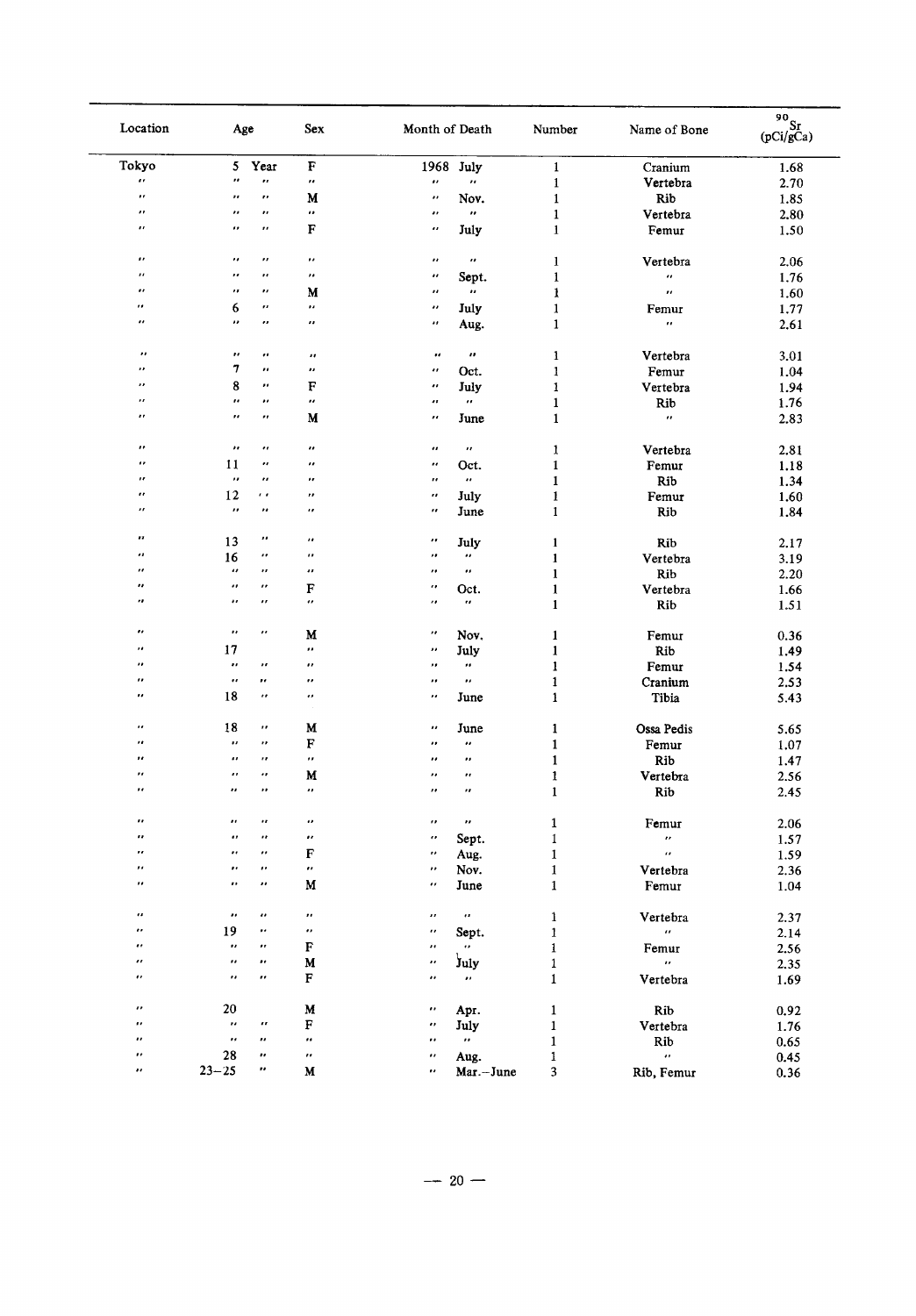| Location | Age | Sex | Month of Death | Number | Name of Bone | $^{90}Sr$ (pCi/gCa) |
|---|---|---|---|---|---|---|
| Tokyo | 5 Year | F | 1968 July | 1 | Cranium | 1.68 |
| " | " " | " | " " | 1 | Vertebra | 2.70 |
| " | " " | M | " Nov. | 1 | Rib | 1.85 |
| " | " " | " | " " | 1 | Vertebra | 2.80 |
| " | " " | F | " July | 1 | Femur | 1.50 |
| " | " " | " | " " | 1 | Vertebra | 2.06 |
| " | " " | " | " Sept. | 1 | " | 1.76 |
| " | " " | M | " " | 1 | " | 1.60 |
| " | 6 " | " | " July | 1 | Femur | 1.77 |
| " | " " | " | " Aug. | 1 | " | 2.61 |
| " | " " | " | " " | 1 | Vertebra | 3.01 |
| " | 7 " | " | " Oct. | 1 | Femur | 1.04 |
| " | 8 " | F | " July | 1 | Vertebra | 1.94 |
| " | " " | " | " " | 1 | Rib | 1.76 |
| " | " " | M | " June | 1 | " | 2.83 |
| " | " " | " | " " | 1 | Vertebra | 2.81 |
| " | 11 " | " | " Oct. | 1 | Femur | 1.18 |
| " | " " | " | " " | 1 | Rib | 1.34 |
| " | 12 " | " | " July | 1 | Femur | 1.60 |
| " | " " | " | " June | 1 | Rib | 1.84 |
| " | 13 " | " | " July | 1 | Rib | 2.17 |
| " | 16 " | " | " " | 1 | Vertebra | 3.19 |
| " | " " | " | " " | 1 | Rib | 2.20 |
| " | " " | F | " Oct. | 1 | Vertebra | 1.66 |
| " | " " | " | " " | 1 | Rib | 1.51 |
| " | " " | M | " Nov. | 1 | Femur | 0.36 |
| " | 17 | " | " July | 1 | Rib | 1.49 |
| " | " " | " | " " | 1 | Femur | 1.54 |
| " | " " | " | " " | 1 | Cranium | 2.53 |
| " | 18 " | " | " June | 1 | Tibia | 5.43 |
| " | 18 " | M | " June | 1 | Ossa Pedis | 5.65 |
| " | " " | F | " " | 1 | Femur | 1.07 |
| " | " " | " | " " | 1 | Rib | 1.47 |
| " | " " | M | " " | 1 | Vertebra | 2.56 |
| " | " " | " | " " | 1 | Rib | 2.45 |
| " | " " | " | " " | 1 | Femur | 2.06 |
| " | " " | " | " Sept. | 1 | " | 1.57 |
| " | " " | F | " Aug. | 1 | " | 1.59 |
| " | " " | " | " Nov. | 1 | Vertebra | 2.36 |
| " | " " | M | " June | 1 | Femur | 1.04 |
| " | " " | " | " " | 1 | Vertebra | 2.37 |
| " | 19 " | " | " Sept. | 1 | " | 2.14 |
| " | " " | F | " " | 1 | Femur | 2.56 |
| " | " " | M | " July | 1 | " | 2.35 |
| " | " " | F | " " | 1 | Vertebra | 1.69 |
| " | 20 | M | " Apr. | 1 | Rib | 0.92 |
| " | " " | F | " July | 1 | Vertebra | 1.76 |
| " | " " | " | " " | 1 | Rib | 0.65 |
| " | 28 " | " | " Aug. | 1 | " | 0.45 |
| " | 23–25 " | M | " Mar.–June | 3 | Rib, Femur | 0.36 |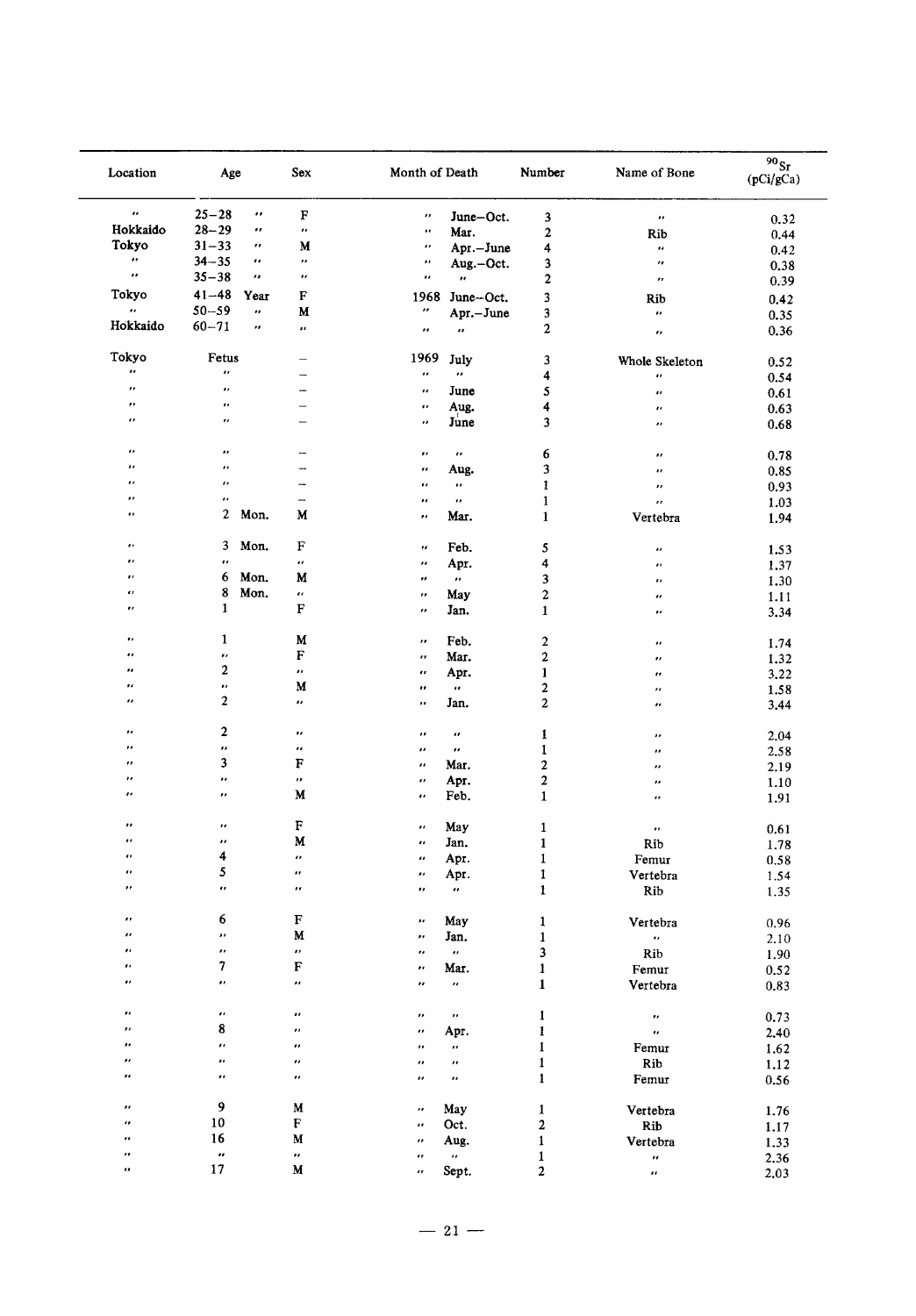| Location | Age | | Sex | Month of Death | | Number | Name of Bone | $^{90}Sr$ (pCi/gCa) |
|---|---|---|---|---|---|---|---|---|
| 〃 | 25−28 | 〃 | F | 〃 | June−Oct. | 3 | 〃 | 0.32 |
| Hokkaido | 28−29 | 〃 | 〃 | 〃 | Mar. | 2 | Rib | 0.44 |
| Tokyo | 31−33 | 〃 | M | 〃 | Apr.−June | 4 | 〃 | 0.42 |
| 〃 | 34−35 | 〃 | 〃 | 〃 | Aug.−Oct. | 3 | 〃 | 0.38 |
| 〃 | 35−38 | 〃 | 〃 | 〃 | 〃 | 2 | 〃 | 0.39 |
| Tokyo | 41−48 | Year | F | 1968 | June−Oct. | 3 | Rib | 0.42 |
| 〃 | 50−59 | 〃 | M | 〃 | Apr.−June | 3 | 〃 | 0.35 |
| Hokkaido | 60−71 | 〃 | 〃 | 〃 | 〃 | 2 | 〃 | 0.36 |
| Tokyo | Fetus | | − | 1969 | July | 3 | Whole Skeleton | 0.52 |
| 〃 | 〃 | | − | 〃 | 〃 | 4 | 〃 | 0.54 |
| 〃 | 〃 | | − | 〃 | June | 5 | 〃 | 0.61 |
| 〃 | 〃 | | − | 〃 | Aug. | 4 | 〃 | 0.63 |
| 〃 | 〃 | | − | 〃 | June | 3 | 〃 | 0.68 |
| 〃 | 〃 | | − | 〃 | 〃 | 6 | 〃 | 0.78 |
| 〃 | 〃 | | − | 〃 | Aug. | 3 | 〃 | 0.85 |
| 〃 | 〃 | | − | 〃 | 〃 | 1 | 〃 | 0.93 |
| 〃 | 〃 | | − | 〃 | 〃 | 1 | 〃 | 1.03 |
| 〃 | 2 | Mon. | M | 〃 | Mar. | 1 | Vertebra | 1.94 |
| 〃 | 3 | Mon. | F | 〃 | Feb. | 5 | 〃 | 1.53 |
| 〃 | 〃 | | 〃 | 〃 | Apr. | 4 | 〃 | 1.37 |
| 〃 | 6 | Mon. | M | 〃 | 〃 | 3 | 〃 | 1.30 |
| 〃 | 8 | Mon. | 〃 | 〃 | May | 2 | 〃 | 1.11 |
| 〃 | 1 | | F | 〃 | Jan. | 1 | 〃 | 3.34 |
| 〃 | 1 | | M | 〃 | Feb. | 2 | 〃 | 1.74 |
| 〃 | 〃 | | F | 〃 | Mar. | 2 | 〃 | 1.32 |
| 〃 | 2 | | 〃 | 〃 | Apr. | 1 | 〃 | 3.22 |
| 〃 | 〃 | | M | 〃 | 〃 | 2 | 〃 | 1.58 |
| 〃 | 2 | | 〃 | 〃 | Jan. | 2 | 〃 | 3.44 |
| 〃 | 2 | | 〃 | 〃 | 〃 | 1 | 〃 | 2.04 |
| 〃 | 〃 | | 〃 | 〃 | 〃 | 1 | 〃 | 2.58 |
| 〃 | 3 | | F | 〃 | Mar. | 2 | 〃 | 2.19 |
| 〃 | 〃 | | 〃 | 〃 | Apr. | 2 | 〃 | 1.10 |
| 〃 | 〃 | | M | 〃 | Feb. | 1 | 〃 | 1.91 |
| 〃 | 〃 | | F | 〃 | May | 1 | 〃 | 0.61 |
| 〃 | 〃 | | M | 〃 | Jan. | 1 | Rib | 1.78 |
| 〃 | 4 | | 〃 | 〃 | Apr. | 1 | Femur | 0.58 |
| 〃 | 5 | | 〃 | 〃 | Apr. | 1 | Vertebra | 1.54 |
| 〃 | 〃 | | 〃 | 〃 | 〃 | 1 | Rib | 1.35 |
| 〃 | 6 | | F | 〃 | May | 1 | Vertebra | 0.96 |
| 〃 | 〃 | | M | 〃 | Jan. | 1 | 〃 | 2.10 |
| 〃 | 〃 | | 〃 | 〃 | 〃 | 3 | Rib | 1.90 |
| 〃 | 7 | | F | 〃 | Mar. | 1 | Femur | 0.52 |
| 〃 | 〃 | | 〃 | 〃 | 〃 | 1 | Vertebra | 0.83 |
| 〃 | 〃 | | 〃 | 〃 | 〃 | 1 | 〃 | 0.73 |
| 〃 | 8 | | 〃 | 〃 | Apr. | 1 | 〃 | 2.40 |
| 〃 | 〃 | | 〃 | 〃 | 〃 | 1 | Femur | 1.62 |
| 〃 | 〃 | | 〃 | 〃 | 〃 | 1 | Rib | 1.12 |
| 〃 | 〃 | | 〃 | 〃 | 〃 | 1 | Femur | 0.56 |
| 〃 | 9 | | M | 〃 | May | 1 | Vertebra | 1.76 |
| 〃 | 10 | | F | 〃 | Oct. | 2 | Rib | 1.17 |
| 〃 | 16 | | M | 〃 | Aug. | 1 | Vertebra | 1.33 |
| 〃 | 〃 | | 〃 | 〃 | 〃 | 1 | 〃 | 2.36 |
| 〃 | 17 | | M | 〃 | Sept. | 2 | 〃 | 2.03 |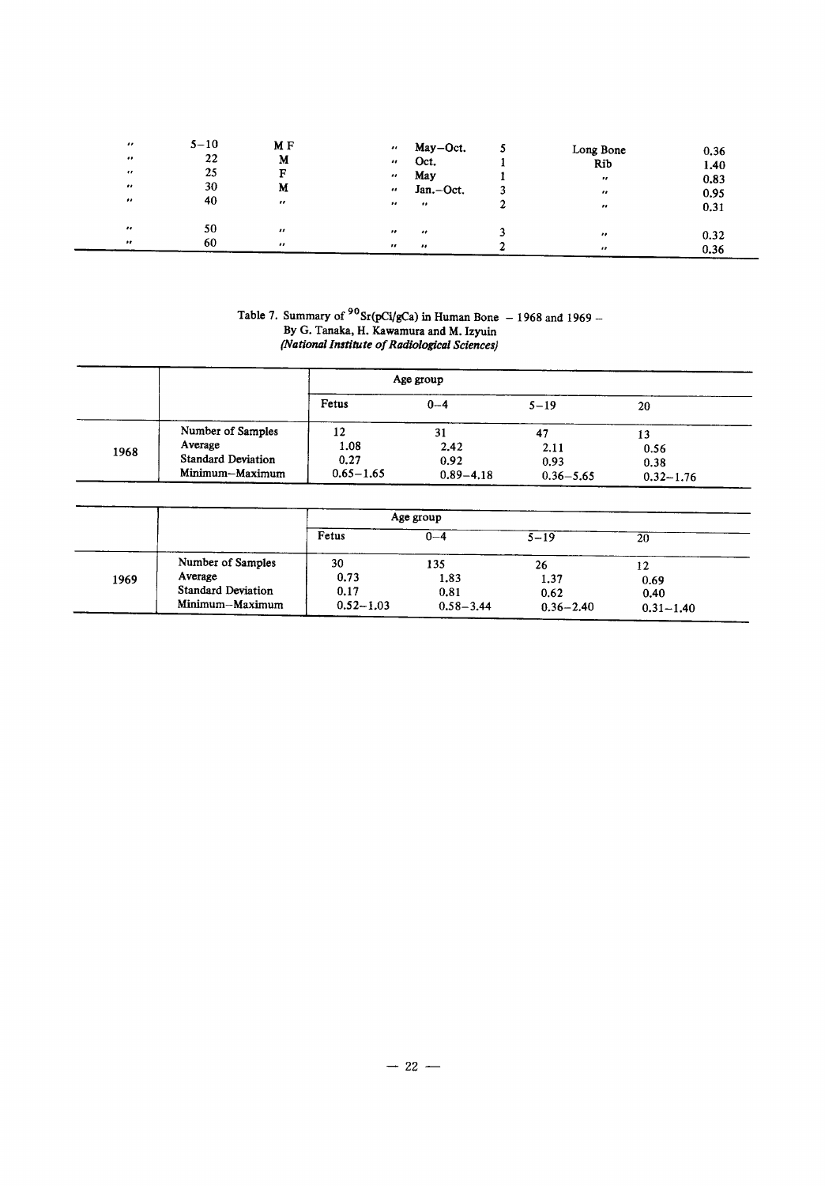| " | 5–10 | M F | " | May–Oct. | 5 | Long Bone | 0.36 |
|---|---|---|---|---|---|---|---|
| " | 22 | M | " | Oct. | 1 | Rib | 1.40 |
| " | 25 | F | " | May | 1 | " | 0.83 |
| " | 30 | M | " | Jan.–Oct. | 3 | " | 0.95 |
| " | 40 | " | " | " | 2 | " | 0.31 |
| " | 50 | " | " | " | 3 | " | 0.32 |
| " | 60 | " | " | " | 2 | " | 0.36 |

Table 7. Summary of $^{90}$Sr(pCi/gCa) in Human Bone – 1968 and 1969 –
By G. Tanaka, H. Kawamura and M. Izyuin
*(National Institute of Radiological Sciences)*

| | | Age group | | | |
|---|---|---|---|---|---|
| | | Fetus | 0–4 | 5–19 | 20 |
| 1968 | Number of Samples | 12 | 31 | 47 | 13 |
| | Average | 1.08 | 2.42 | 2.11 | 0.56 |
| | Standard Deviation | 0.27 | 0.92 | 0.93 | 0.38 |
| | Minimum–Maximum | 0.65–1.65 | 0.89–4.18 | 0.36–5.65 | 0.32–1.76 |

| | | Age group | | | |
|---|---|---|---|---|---|
| | | Fetus | 0–4 | 5–19 | 20 |
| 1969 | Number of Samples | 30 | 135 | 26 | 12 |
| | Average | 0.73 | 1.83 | 1.37 | 0.69 |
| | Standard Deviation | 0.17 | 0.81 | 0.62 | 0.40 |
| | Minimum–Maximum | 0.52–1.03 | 0.58–3.44 | 0.36–2.40 | 0.31–1.40 |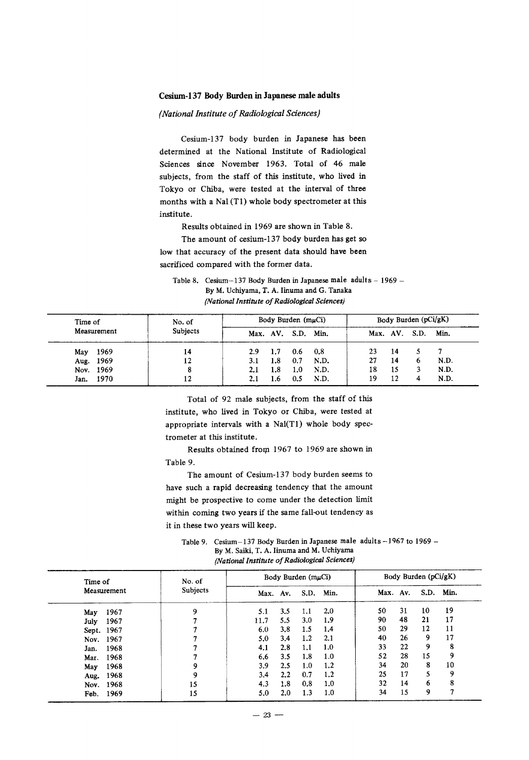### Cesium-137 Body Burden in Japanese male adults

*(National Institute of Radiological Sciences)*

Cesium-137 body burden in Japanese has been determined at the National Institute of Radiological Sciences since November 1963. Total of 46 male subjects, from the staff of this institute, who lived in Tokyo or Chiba, were tested at the interval of three months with a NaI (Tl) whole body spectrometer at this institute.

Results obtained in 1969 are shown in Table 8.

The amount of cesium-137 body burden has get so low that accuracy of the present data should have been sacrificed compared with the former data.

Table 8. Cesium–137 Body Burden in Japanese male adults – 1969 –
By M. Uchiyama, T. A. Iinuma and G. Tanaka
*(National Institute of Radiological Sciences)*

| Time of Measurement | No. of Subjects | Body Burden (mμCi) | | | | Body Burden (pCi/gK) | | | |
|---|---|---|---|---|---|---|---|---|---|
| | | Max. | AV. | S.D. | Min. | Max. | AV. | S.D. | Min. |
| May 1969 | 14 | 2.9 | 1.7 | 0.6 | 0.8 | 23 | 14 | 5 | 7 |
| Aug. 1969 | 12 | 3.1 | 1.8 | 0.7 | N.D. | 27 | 14 | 6 | N.D. |
| Nov. 1969 | 8 | 2.1 | 1.8 | 1.0 | N.D. | 18 | 15 | 3 | N.D. |
| Jan. 1970 | 12 | 2.1 | 1.6 | 0.5 | N.D. | 19 | 12 | 4 | N.D. |

Total of 92 male subjects, from the staff of this institute, who lived in Tokyo or Chiba, were tested at appropriate intervals with a NaI(Tl) whole body spectrometer at this institute.

Results obtained from 1967 to 1969 are shown in Table 9.

The amount of Cesium-137 body burden seems to have such a rapid decreasing tendency that the amount might be prospective to come under the detection limit within coming two years if the same fall-out tendency as it in these two years will keep.

Table 9. Cesium–137 Body Burden in Japanese male adults – 1967 to 1969 –
By M. Saiki, T. A. Iinuma and M. Uchiyama
*(National Institute of Radiological Sciences)*

| Time of Measurement | No. of Subjects | Body Burden (mμCi) | | | | Body Burden (pCi/gK) | | | |
|---|---|---|---|---|---|---|---|---|---|
| | | Max. | Av. | S.D. | Min. | Max. | Av. | S.D. | Min. |
| May 1967 | 9 | 5.1 | 3.5 | 1.1 | 2.0 | 50 | 31 | 10 | 19 |
| July 1967 | 7 | 11.7 | 5.5 | 3.0 | 1.9 | 90 | 48 | 21 | 17 |
| Sept. 1967 | 7 | 6.0 | 3.8 | 1.5 | 1.4 | 50 | 29 | 12 | 11 |
| Nov. 1967 | 7 | 5.0 | 3.4 | 1.2 | 2.1 | 40 | 26 | 9 | 17 |
| Jan. 1968 | 7 | 4.1 | 2.8 | 1.1 | 1.0 | 33 | 22 | 9 | 8 |
| Mar. 1968 | 7 | 6.6 | 3.5 | 1.8 | 1.0 | 52 | 28 | 15 | 9 |
| May 1968 | 9 | 3.9 | 2.5 | 1.0 | 1.2 | 34 | 20 | 8 | 10 |
| Aug. 1968 | 9 | 3.4 | 2.2 | 0.7 | 1.2 | 25 | 17 | 5 | 9 |
| Nov. 1968 | 15 | 4.3 | 1.8 | 0.8 | 1.0 | 32 | 14 | 6 | 8 |
| Feb. 1969 | 15 | 5.0 | 2.0 | 1.3 | 1.0 | 34 | 15 | 9 | 7 |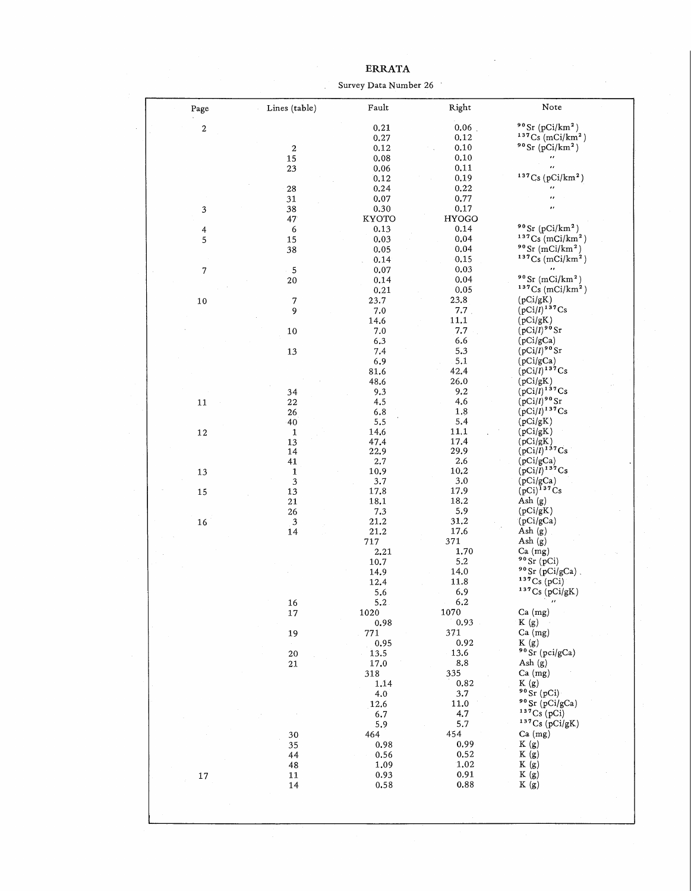# ERRATA

Survey Data Number 26

| Page | Lines (table) | Fault | Right | Note |
|---|---|---|---|---|
| 2 | | 0.21 | 0.06 | $^{90}Sr$ (pCi/km$^2$) |
| | | 0.27 | 0.12 | $^{137}Cs$ (mCi/km$^2$) |
| | 2 | 0.12 | 0.10 | $^{90}Sr$ (pCi/km$^2$) |
| | 15 | 0.08 | 0.10 | " |
| | 23 | 0.06 | 0.11 | " |
| | | 0.12 | 0.19 | $^{137}Cs$ (pCi/km$^2$) |
| | 28 | 0.24 | 0.22 | " |
| | 31 | 0.07 | 0.77 | " |
| 3 | 38 | 0.30 | 0.17 | " |
| | 47 | KYOTO | HYOGO | |
| 4 | 6 | 0.13 | 0.14 | $^{90}Sr$ (pCi/km$^2$) |
| 5 | 15 | 0.03 | 0.04 | $^{137}Cs$ (mCi/km$^2$) |
| | 38 | 0.05 | 0.04 | $^{90}Sr$ (mCi/km$^2$) |
| | | 0.14 | 0.15 | $^{137}Cs$ (mCi/km$^2$) |
| 7 | 5 | 0.07 | 0.03 | " |
| | 20 | 0.14 | 0.04 | $^{90}Sr$ (mCi/km$^2$) |
| | | 0.21 | 0.05 | $^{137}Cs$ (mCi/km$^2$) |
| 10 | 7 | 23.7 | 23.8 | (pCi/gK) |
| | 9 | 7.0 | 7.7 | (pCi/$l$)$^{137}Cs$ |
| | | 14.6 | 11.1 | (pCi/gK) |
| | 10 | 7.0 | 7.7 | (pCi/$l$)$^{90}Sr$ |
| | | 6.3 | 6.6 | (pCi/gCa) |
| | 13 | 7.4 | 5.3 | (pCi/$l$)$^{90}Sr$ |
| | | 6.9 | 5.1 | (pCi/gCa) |
| | | 81.6 | 42.4 | (pCi/$l$)$^{137}Cs$ |
| | | 48.6 | 26.0 | (pCi/gK) |
| | 34 | 9.3 | 9.2 | (pCi/$l$)$^{137}Cs$ |
| 11 | 22 | 4.5 | 4.6 | (pCi/$l$)$^{90}Sr$ |
| | 26 | 6.8 | 1.8 | (pCi/$l$)$^{137}Cs$ |
| | 40 | 5.5 | 5.4 | (pCi/gK) |
| 12 | 1 | 14.6 | 11.1 | (pCi/gK) |
| | 13 | 47.4 | 17.4 | (pCi/gK) |
| | 14 | 22.9 | 29.9 | (pCi/$l$)$^{137}Cs$ |
| | 41 | 2.7 | 2.6 | (pCi/gCa) |
| 13 | 1 | 10.9 | 10.2 | (pCi/$l$)$^{137}Cs$ |
| | 3 | 3.7 | 3.0 | (pCi/gCa) |
| 15 | 13 | 17.8 | 17.9 | (pCi)$^{137}Cs$ |
| | 21 | 18.1 | 18.2 | Ash (g) |
| | 26 | 7.3 | 5.9 | (pCi/gK) |
| 16 | 3 | 21.2 | 31.2 | (pCi/gCa) |
| | 14 | 21.2 | 17.6 | Ash (g) |
| | | 717 | 371 | Ash (g) |
| | | 2.21 | 1.70 | Ca (mg) |
| | | 10.7 | 5.2 | $^{90}Sr$ (pCi) |
| | | 14.9 | 14.0 | $^{90}Sr$ (pCi/gCa) |
| | | 12.4 | 11.8 | $^{137}Cs$ (pCi) |
| | | 5.6 | 6.9 | $^{137}Cs$ (pCi/gK) |
| | 16 | 5.2 | 6.2 | " |
| | 17 | 1020 | 1070 | Ca (mg) |
| | | 0.98 | 0.93 | K (g) |
| | 19 | 771 | 371 | Ca (mg) |
| | | 0.95 | 0.92 | K (g) |
| | 20 | 13.5 | 13.6 | $^{90}Sr$ (pci/gCa) |
| | 21 | 17.0 | 8.8 | Ash (g) |
| | | 318 | 335 | Ca (mg) |
| | | 1.14 | 0.82 | K (g) |
| | | 4.0 | 3.7 | $^{90}Sr$ (pCi) |
| | | 12.6 | 11.0 | $^{90}Sr$ (pCi/gCa) |
| | | 6.7 | 4.7 | $^{137}Cs$ (pCi) |
| | | 5.9 | 5.7 | $^{137}Cs$ (pCi/gK) |
| | 30 | 464 | 454 | Ca (mg) |
| | 35 | 0.98 | 0.99 | K (g) |
| | 44 | 0.56 | 0.52 | K (g) |
| | 48 | 1.09 | 1.02 | K (g) |
| 17 | 11 | 0.93 | 0.91 | K (g) |
| | 14 | 0.58 | 0.88 | K (g) |